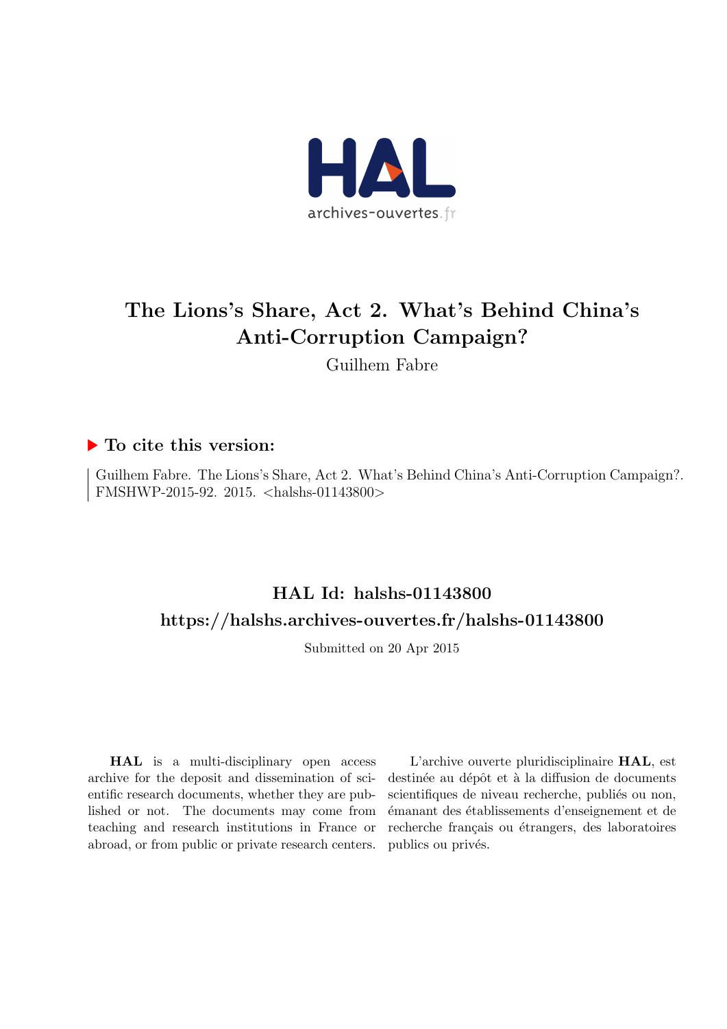# The Lions's Share, Act 2. What's Behind China's Anti-Corruption Campaign?

Guilhem Fabre

## ▶ To cite this version:

Guilhem Fabre. The Lions's Share, Act 2. What's Behind China's Anti-Corruption Campaign?. FMSHWP-2015-92. 2015. <halshs-01143800>

## HAL Id: halshs-01143800

## https://halshs.archives-ouvertes.fr/halshs-01143800

Submitted on 20 Apr 2015

**HAL** is a multi-disciplinary open access archive for the deposit and dissemination of scientific research documents, whether they are published or not. The documents may come from teaching and research institutions in France or abroad, or from public or private research centers.

L'archive ouverte pluridisciplinaire **HAL**, est destinée au dépôt et à la diffusion de documents scientifiques de niveau recherche, publiés ou non, émanant des établissements d'enseignement et de recherche français ou étrangers, des laboratoires publics ou privés.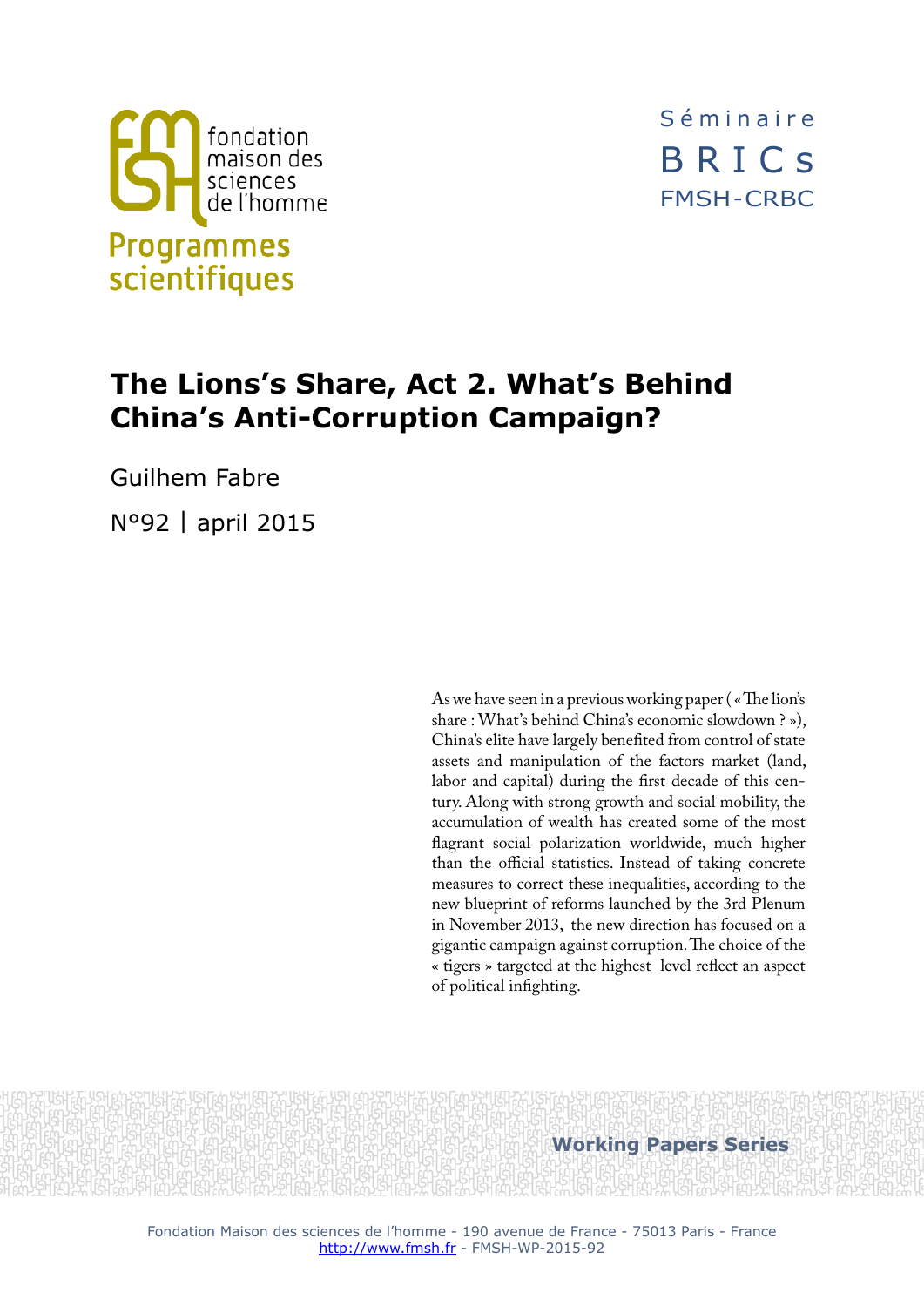fondation maison des sciences de l'homme

Programmes scientifiques

Séminaire BRICs FMSH-CRBC

# The Lions's Share, Act 2. What's Behind China's Anti-Corruption Campaign?

Guilhem Fabre

N°92 | april 2015

As we have seen in a previous working paper (« The lion's share : What's behind China's economic slowdown ? »), China's elite have largely benefited from control of state assets and manipulation of the factors market (land, labor and capital) during the first decade of this century. Along with strong growth and social mobility, the accumulation of wealth has created some of the most flagrant social polarization worldwide, much higher than the official statistics. Instead of taking concrete measures to correct these inequalities, according to the new blueprint of reforms launched by the 3rd Plenum in November 2013, the new direction has focused on a gigantic campaign against corruption. The choice of the « tigers » targeted at the highest level reflect an aspect of political infighting.

Working Papers Series

Fondation Maison des sciences de l'homme - 190 avenue de France - 75013 Paris - France
http://www.fmsh.fr - FMSH-WP-2015-92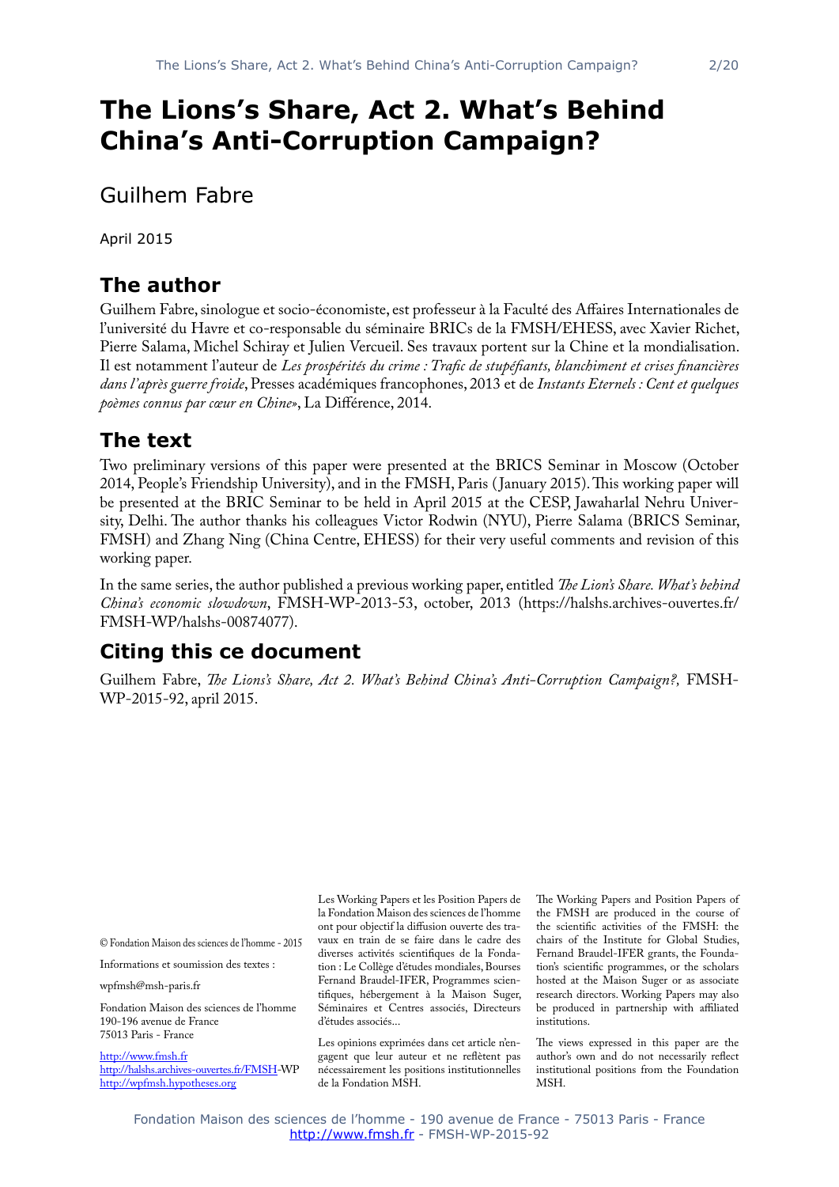# The Lions's Share, Act 2. What's Behind China's Anti-Corruption Campaign?

Guilhem Fabre

April 2015

## The author

Guilhem Fabre, sinologue et socio-économiste, est professeur à la Faculté des Affaires Internationales de l'université du Havre et co-responsable du séminaire BRICs de la FMSH/EHESS, avec Xavier Richet, Pierre Salama, Michel Schiray et Julien Vercueil. Ses travaux portent sur la Chine et la mondialisation. Il est notamment l'auteur de *Les prospérités du crime : Trafic de stupéfiants, blanchiment et crises financières dans l'après guerre froide*, Presses académiques francophones, 2013 et de *Instants Eternels : Cent et quelques poèmes connus par cœur en Chine»*, La Différence, 2014.

## The text

Two preliminary versions of this paper were presented at the BRICS Seminar in Moscow (October 2014, People's Friendship University), and in the FMSH, Paris (January 2015). This working paper will be presented at the BRIC Seminar to be held in April 2015 at the CESP, Jawaharlal Nehru University, Delhi. The author thanks his colleagues Victor Rodwin (NYU), Pierre Salama (BRICS Seminar, FMSH) and Zhang Ning (China Centre, EHESS) for their very useful comments and revision of this working paper.

In the same series, the author published a previous working paper, entitled *The Lion's Share. What's behind China's economic slowdown*, FMSH-WP-2013-53, october, 2013 (https://halshs.archives-ouvertes.fr/FMSH-WP/halshs-00874077).

## Citing this ce document

Guilhem Fabre, *The Lions's Share, Act 2. What's Behind China's Anti-Corruption Campaign?,* FMSH-WP-2015-92, april 2015.

© Fondation Maison des sciences de l'homme - 2015

Informations et soumission des textes :

wpfmsh@msh-paris.fr

Fondation Maison des sciences de l'homme
190-196 avenue de France
75013 Paris - France

http://www.fmsh.fr
http://halshs.archives-ouvertes.fr/FMSH-WP
http://wpfmsh.hypotheses.org

Les Working Papers et les Position Papers de la Fondation Maison des sciences de l'homme ont pour objectif la diffusion ouverte des travaux en train de se faire dans le cadre des diverses activités scientifiques de la Fondation : Le Collège d'études mondiales, Bourses Fernand Braudel-IFER, Programmes scientifiques, hébergement à la Maison Suger, Séminaires et Centres associés, Directeurs d'études associés...

Les opinions exprimées dans cet article n'engagent que leur auteur et ne reflètent pas nécessairement les positions institutionnelles de la Fondation MSH.

The Working Papers and Position Papers of the FMSH are produced in the course of the scientific activities of the FMSH: the chairs of the Institute for Global Studies, Fernand Braudel-IFER grants, the Foundation's scientific programmes, or the scholars hosted at the Maison Suger or as associate research directors. Working Papers may also be produced in partnership with affiliated institutions.

The views expressed in this paper are the author's own and do not necessarily reflect institutional positions from the Foundation MSH.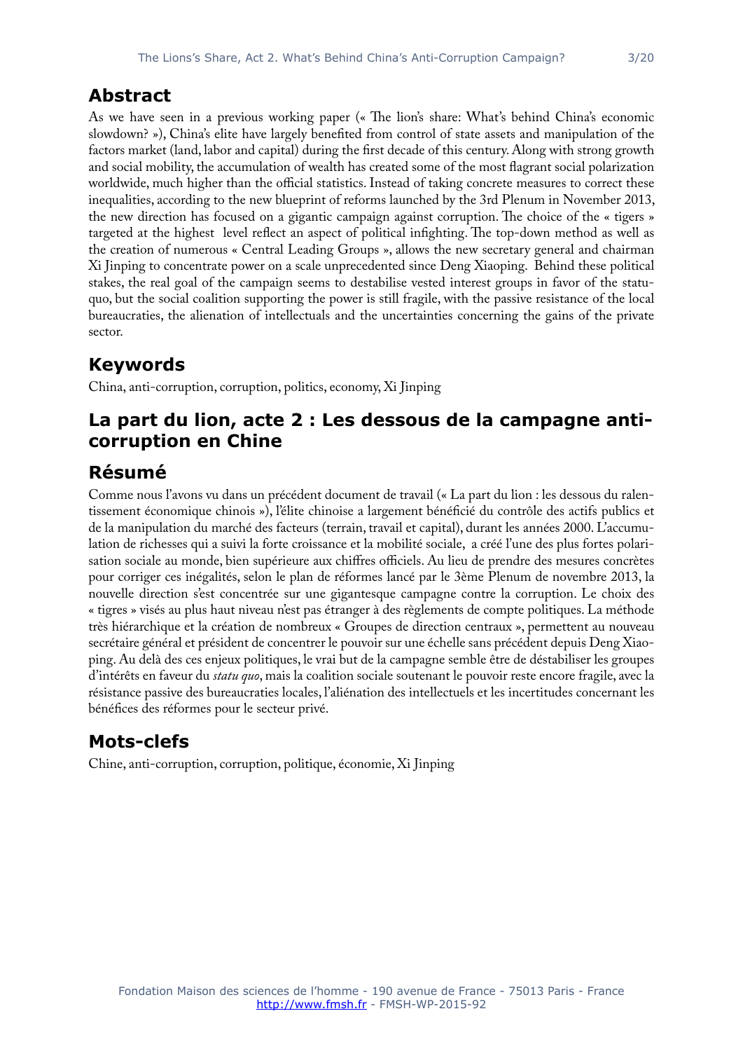## Abstract

As we have seen in a previous working paper (« The lion's share: What's behind China's economic slowdown? »), China's elite have largely benefited from control of state assets and manipulation of the factors market (land, labor and capital) during the first decade of this century. Along with strong growth and social mobility, the accumulation of wealth has created some of the most flagrant social polarization worldwide, much higher than the official statistics. Instead of taking concrete measures to correct these inequalities, according to the new blueprint of reforms launched by the 3rd Plenum in November 2013, the new direction has focused on a gigantic campaign against corruption. The choice of the « tigers » targeted at the highest level reflect an aspect of political infighting. The top-down method as well as the creation of numerous « Central Leading Groups », allows the new secretary general and chairman Xi Jinping to concentrate power on a scale unprecedented since Deng Xiaoping. Behind these political stakes, the real goal of the campaign seems to destabilise vested interest groups in favor of the statu-quo, but the social coalition supporting the power is still fragile, with the passive resistance of the local bureaucracies, the alienation of intellectuals and the uncertainties concerning the gains of the private sector.

## Keywords

China, anti-corruption, corruption, politics, economy, Xi Jinping

## La part du lion, acte 2 : Les dessous de la campagne anti-corruption en Chine

## Résumé

Comme nous l'avons vu dans un précédent document de travail (« La part du lion : les dessous du ralentissement économique chinois »), l'élite chinoise a largement bénéficié du contrôle des actifs publics et de la manipulation du marché des facteurs (terrain, travail et capital), durant les années 2000. L'accumulation de richesses qui a suivi la forte croissance et la mobilité sociale, a créé l'une des plus fortes polarisation sociale au monde, bien supérieure aux chiffres officiels. Au lieu de prendre des mesures concrètes pour corriger ces inégalités, selon le plan de réformes lancé par le 3ème Plenum de novembre 2013, la nouvelle direction s'est concentrée sur une gigantesque campagne contre la corruption. Le choix des « tigres » visés au plus haut niveau n'est pas étranger à des règlements de compte politiques. La méthode très hiérarchique et la création de nombreux « Groupes de direction centraux », permettent au nouveau secrétaire général et président de concentrer le pouvoir sur une échelle sans précédent depuis Deng Xiaoping. Au delà des ces enjeux politiques, le vrai but de la campagne semble être de déstabiliser les groupes d'intérêts en faveur du *statu quo*, mais la coalition sociale soutenant le pouvoir reste encore fragile, avec la résistance passive des bureaucraties locales, l'aliénation des intellectuels et les incertitudes concernant les bénéfices des réformes pour le secteur privé.

## Mots-clefs

Chine, anti-corruption, corruption, politique, économie, Xi Jinping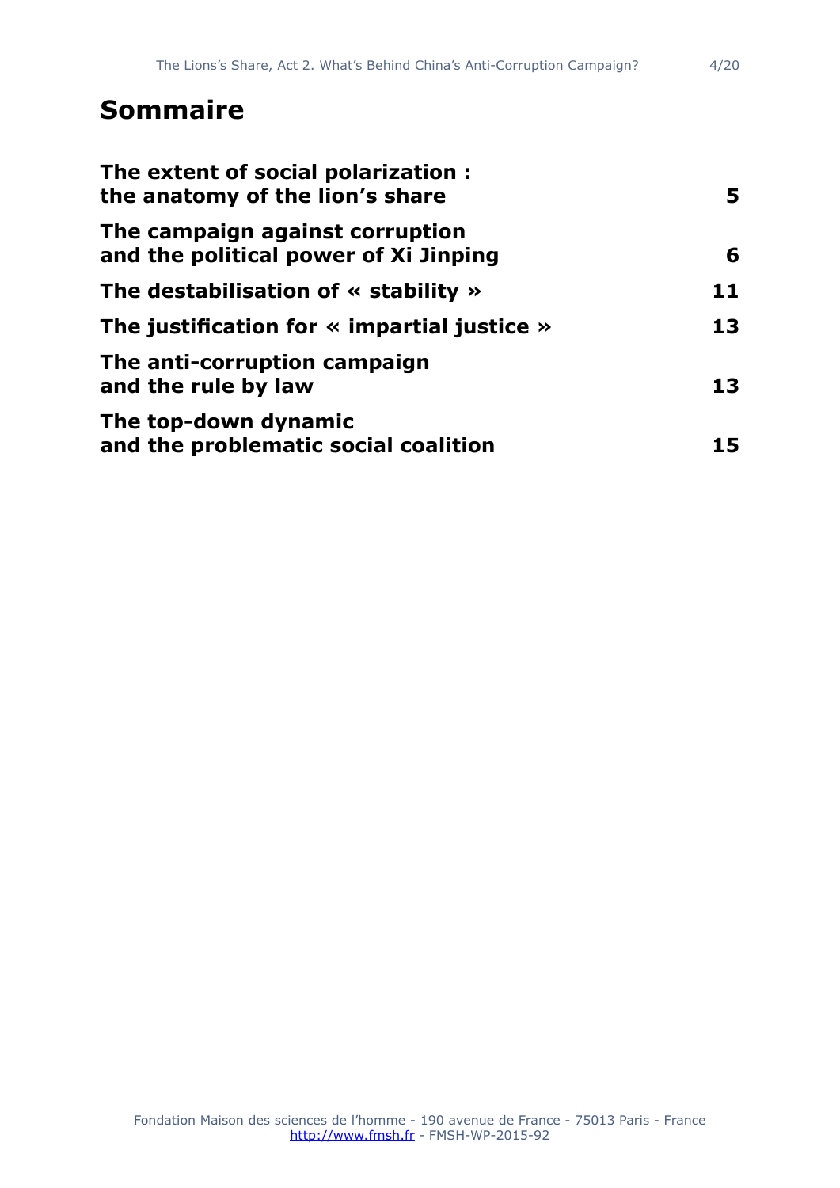# Sommaire

| | |
|---|---|
| **The extent of social polarization : the anatomy of the lion's share** | **5** |
| **The campaign against corruption and the political power of Xi Jinping** | **6** |
| **The destabilisation of « stability »** | **11** |
| **The justification for « impartial justice »** | **13** |
| **The anti-corruption campaign and the rule by law** | **13** |
| **The top-down dynamic and the problematic social coalition** | **15** |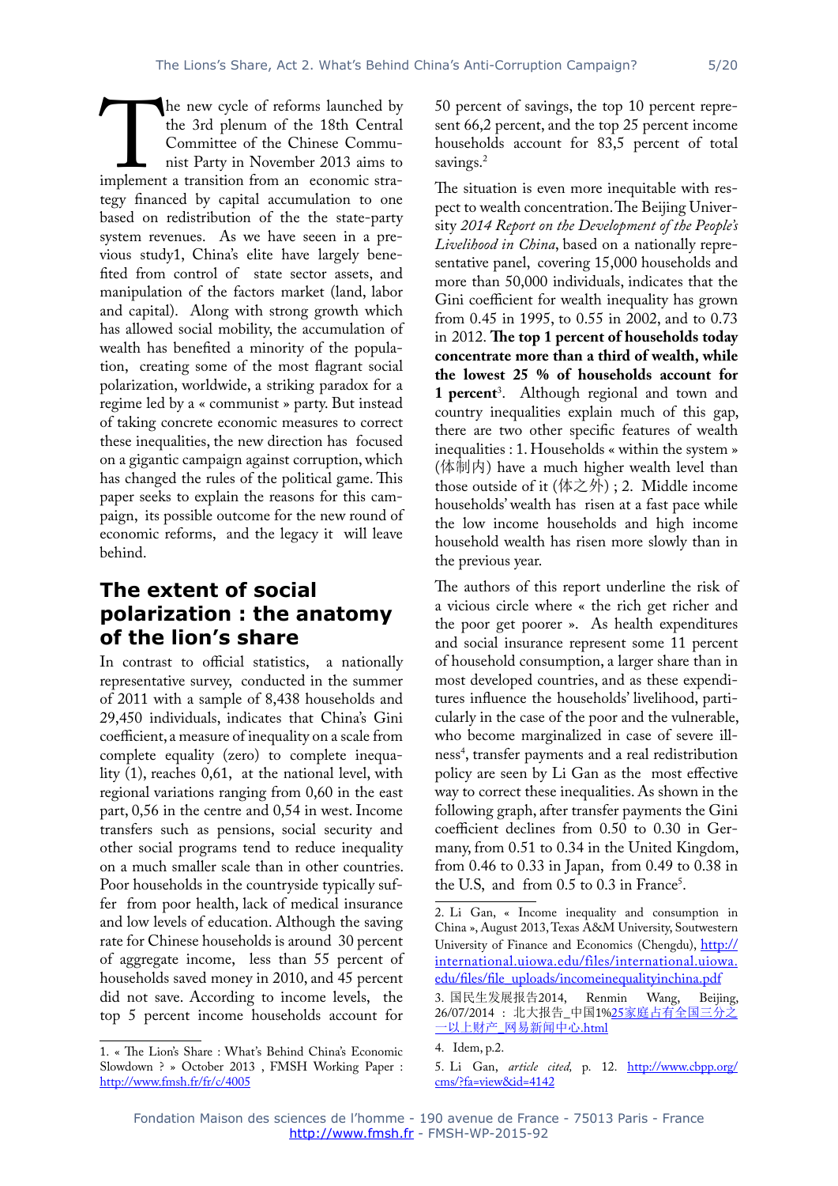The new cycle of reforms launched by the 3rd plenum of the 18th Central Committee of the Chinese Communist Party in November 2013 aims to implement a transition from an economic strategy financed by capital accumulation to one based on redistribution of the the state-party system revenues. As we have seeen in a previous study1, China's elite have largely benefited from control of state sector assets, and manipulation of the factors market (land, labor and capital). Along with strong growth which has allowed social mobility, the accumulation of wealth has benefited a minority of the population, creating some of the most flagrant social polarization, worldwide, a striking paradox for a regime led by a « communist » party. But instead of taking concrete economic measures to correct these inequalities, the new direction has focused on a gigantic campaign against corruption, which has changed the rules of the political game. This paper seeks to explain the reasons for this campaign, its possible outcome for the new round of economic reforms, and the legacy it will leave behind.

## The extent of social polarization : the anatomy of the lion's share

In contrast to official statistics, a nationally representative survey, conducted in the summer of 2011 with a sample of 8,438 households and 29,450 individuals, indicates that China's Gini coefficient, a measure of inequality on a scale from complete equality (zero) to complete inequality (1), reaches 0,61, at the national level, with regional variations ranging from 0,60 in the east part, 0,56 in the centre and 0,54 in west. Income transfers such as pensions, social security and other social programs tend to reduce inequality on a much smaller scale than in other countries. Poor households in the countryside typically suffer from poor health, lack of medical insurance and low levels of education. Although the saving rate for Chinese households is around 30 percent of aggregate income, less than 55 percent of households saved money in 2010, and 45 percent did not save. According to income levels, the top 5 percent income households account for 50 percent of savings, the top 10 percent represent 66,2 percent, and the top 25 percent income households account for 83,5 percent of total savings.[2]

The situation is even more inequitable with respect to wealth concentration. The Beijing University *2014 Report on the Development of the People's Livelihood in China*, based on a nationally representative panel, covering 15,000 households and more than 50,000 individuals, indicates that the Gini coefficient for wealth inequality has grown from 0.45 in 1995, to 0.55 in 2002, and to 0.73 in 2012. **The top 1 percent of households today concentrate more than a third of wealth, while the lowest 25 % of households account for 1 percent**[3]. Although regional and town and country inequalities explain much of this gap, there are two other specific features of wealth inequalities : 1. Households « within the system » (体制内) have a much higher wealth level than those outside of it (体之外) ; 2. Middle income households' wealth has risen at a fast pace while the low income households and high income household wealth has risen more slowly than in the previous year.

The authors of this report underline the risk of a vicious circle where « the rich get richer and the poor get poorer ». As health expenditures and social insurance represent some 11 percent of household consumption, a larger share than in most developed countries, and as these expenditures influence the households' livelihood, particularly in the case of the poor and the vulnerable, who become marginalized in case of severe illness[4], transfer payments and a real redistribution policy are seen by Li Gan as the most effective way to correct these inequalities. As shown in the following graph, after transfer payments the Gini coefficient declines from 0.50 to 0.30 in Germany, from 0.51 to 0.34 in the United Kingdom, from 0.46 to 0.33 in Japan, from 0.49 to 0.38 in the U.S, and from 0.5 to 0.3 in France[5].

---

1. « The Lion's Share : What's Behind China's Economic Slowdown ? » October 2013 , FMSH Working Paper : http://www.fmsh.fr/fr/c/4005

2. Li Gan, « Income inequality and consumption in China », August 2013, Texas A&M University, Southwestern University of Finance and Economics (Chengdu), http://international.uiowa.edu/files/international.uiowa.edu/files/file_uploads/incomeinequalityinchina.pdf

3. 国民生发展报告2014, Renmin Wang, Beijing, 26/07/2014 : 北大报告_中国1%25家庭占有全国三分之一以上财产_网易新闻中心.html

4. Idem, p.2.

5. Li Gan, *article cited*, p. 12. http://www.cbpp.org/cms/?fa=view&id=4142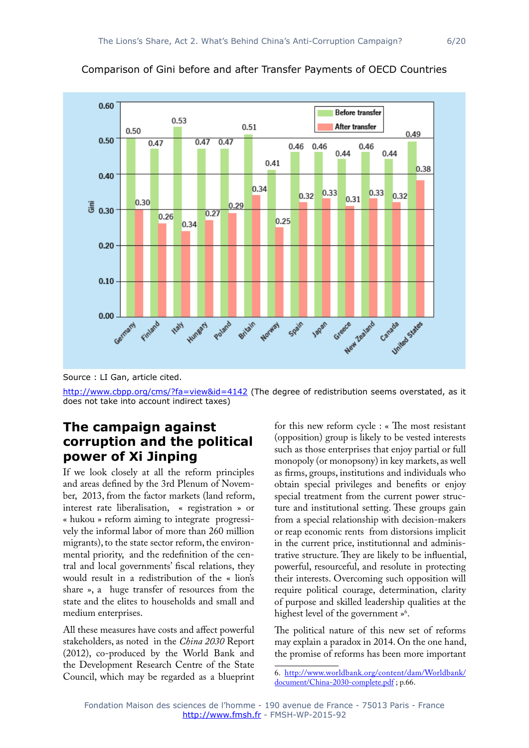Comparison of Gini before and after Transfer Payments of OECD Countries

| Country | Before transfer | After transfer |
|---|---|---|
| Germany | 0.50 | 0.30 |
| Finland | 0.47 | 0.26 |
| Italy | 0.53 | 0.34 |
| Hungary | 0.47 | 0.27 |
| Poland | 0.47 | 0.29 |
| Britain | 0.51 | 0.34 |
| Norway | 0.41 | 0.25 |
| Spain | 0.46 | 0.32 |
| Japan | 0.46 | 0.33 |
| Greece | 0.44 | 0.31 |
| New Zealand | 0.46 | 0.33 |
| Canada | 0.44 | 0.32 |
| United States | 0.49 | 0.38 |

Source : LI Gan, article cited.

http://www.cbpp.org/cms/?fa=view&id=4142 (The degree of redistribution seems overstated, as it does not take into account indirect taxes)

## The campaign against corruption and the political power of Xi Jinping

If we look closely at all the reform principles and areas defined by the 3rd Plenum of November, 2013, from the factor markets (land reform, interest rate liberalisation, « registration » or « hukou » reform aiming to integrate progressively the informal labor of more than 260 million migrants), to the state sector reform, the environmental priority, and the redefinition of the central and local governments' fiscal relations, they would result in a redistribution of the « lion's share », a huge transfer of resources from the state and the elites to households and small and medium enterprises.

All these measures have costs and affect powerful stakeholders, as noted in the *China 2030* Report (2012), co-produced by the World Bank and the Development Research Centre of the State Council, which may be regarded as a blueprint for this new reform cycle : « The most resistant (opposition) group is likely to be vested interests such as those enterprises that enjoy partial or full monopoly (or monopsony) in key markets, as well as firms, groups, institutions and individuals who obtain special privileges and benefits or enjoy special treatment from the current power structure and institutional setting. These groups gain from a special relationship with decision-makers or reap economic rents from distorsions implicit in the current price, institutionnal and administrative structure. They are likely to be influential, powerful, resourceful, and resolute in protecting their interests. Overcoming such opposition will require political courage, determination, clarity of purpose and skilled leadership qualities at the highest level of the government »[6].

The political nature of this new set of reforms may explain a paradox in 2014. On the one hand, the promise of reforms has been more important

6. http://www.worldbank.org/content/dam/Worldbank/document/China-2030-complete.pdf ; p.66.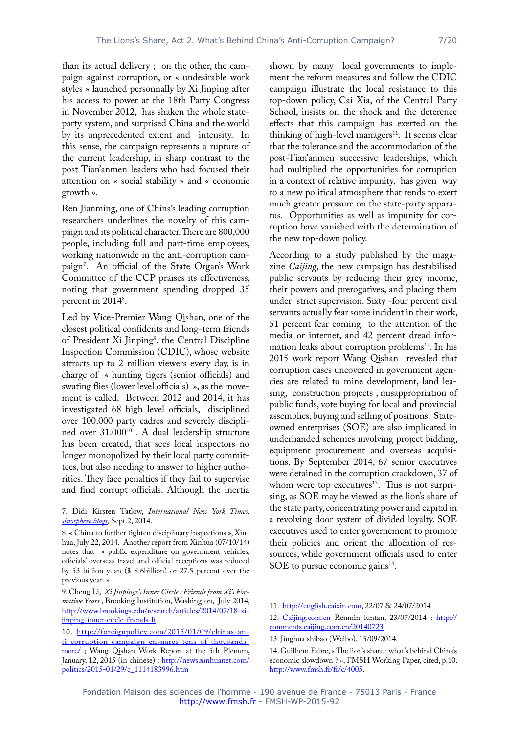than its actual delivery ; on the other, the campaign against corruption, or « undesirable work styles » launched personnally by Xi Jinping after his access to power at the 18th Party Congress in November 2012, has shaken the whole state-party system, and surprised China and the world by its unprecedented extent and intensity. In this sense, the campaign represents a rupture of the current leadership, in sharp contrast to the post Tian'anmen leaders who had focused their attention on « social stability » and « economic growth ».

Ren Jianming, one of China's leading corruption researchers underlines the novelty of this campaign and its political character. There are 800,000 people, including full and part-time employees, working nationwide in the anti-corruption campaign[7]. An official of the State Organ's Work Committee of the CCP praises its effectiveness, noting that government spending dropped 35 percent in 2014[8].

Led by Vice-Premier Wang Qishan, one of the closest political confidents and long-term friends of President Xi Jinping[9], the Central Discipline Inspection Commission (CDIC), whose website attracts up to 2 million viewers every day, is in charge of « hunting tigers (senior officials) and swating flies (lower level officials) », as the movement is called. Between 2012 and 2014, it has investigated 68 high level officials, disciplined over 100.000 party cadres and severely disciplined over 31.000[10] . A dual leadership structure has been created, that sees local inspectors no longer monopolized by their local party committees, but also needing to answer to higher authorities. They face penalties if they fail to supervise and find corrupt officials. Although the inertia shown by many local governments to implement the reform measures and follow the CDIC campaign illustrate the local resistance to this top-down policy, Cai Xia, of the Central Party School, insists on the shock and the deterence effects that this campaign has exerted on the thinking of high-level managers[11]. It seems clear that the tolerance and the accommodation of the post-Tian'anmen successive leaderships, which had multiplied the opportunities for corruption in a context of relative impunity, has given way to a new political atmosphere that tends to exert much greater pressure on the state-party apparatus. Opportunities as well as impunity for corruption have vanished with the determination of the new top-down policy.

According to a study published by the magazine *Caijing*, the new campaign has destabilised public servants by reducing their grey income, their powers and prerogatives, and placing them under strict supervision. Sixty -four percent civil servants actually fear some incident in their work, 51 percent fear coming to the attention of the media or internet, and 42 percent dread information leaks about corruption problems[12]. In his 2015 work report Wang Qishan revealed that corruption cases uncovered in government agencies are related to mine development, land leasing, construction projects , misappropriation of public funds, vote buying for local and provincial assemblies, buying and selling of positions. State-owned enterprises (SOE) are also implicated in underhanded schemes involving project bidding, equipment procurement and overseas acquisitions. By September 2014, 67 senior executives were detained in the corruption crackdown, 37 of whom were top executives[13]. This is not surprising, as SOE may be viewed as the lion's share of the state party, concentrating power and capital in a revolving door system of divided loyalty. SOE executives used to enter governement to promote their policies and orient the allocation of resources, while government officials used to enter SOE to pursue economic gains[14].

---

7. Didi Kirsten Tatlow, *International New York Times, sinosphere.blogs,* Sept.2, 2014.

8. « China to further tighten disciplinary inspections », Xinhua, July 22, 2014. Another report from Xinhua (07/10/14) notes that « public expenditure on government vehicles, officials' overseas travel and official receptions was reduced by 53 billion yuan ($ 8.6billion) or 27.5 percent over the previous year. »

9. Cheng Li, *Xi Jinpings's Inner Circle : Friends from Xi's Formative Years* , Brooking Institution, Washington, July 2014, http://www.brookings.edu/research/articles/2014/07/18-xi-jinping-inner-circle-friends-li

10. http://foreignpolicy.com/2015/01/09/chinas-anti-corruption-campaign-ensnares-tens-of-thousands-more/ ; Wang Qishan Work Report at the 5th Plenum, January, 12, 2015 (in chinese) : http://news.xinhuanet.com/politics/2015-01/29/c_1114183996.htm

11. http://english.caixin.com, 22/07 & 24/07/2014

12. Caijing.com.cn Renmin luntan, 23/07/2014 : http://comments.caijing.com.cn/20140723

13. Jinghua shibao (Weibo), 15/09/2014.

14. Guilhem Fabre, « The lion's share : what's behind China's economic slowdown ? », FMSH Working Paper, cited, p.10. http://www.fmsh.fr/fr/c/4005.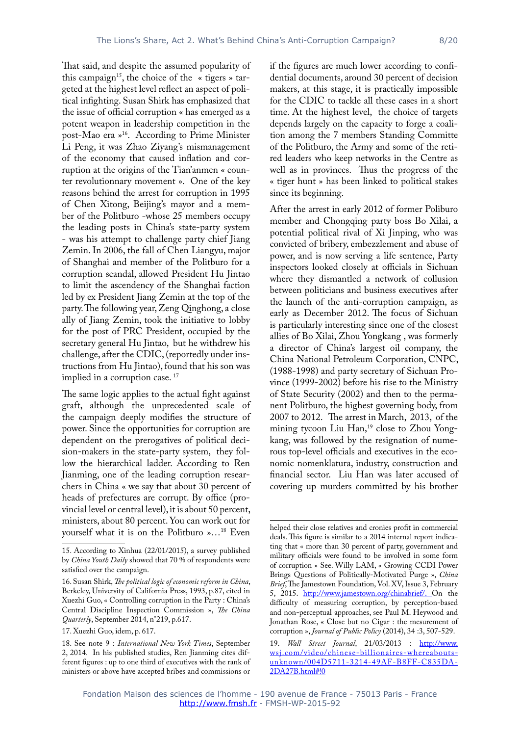That said, and despite the assumed popularity of this campaign[15], the choice of the « tigers » targeted at the highest level reflect an aspect of political infighting. Susan Shirk has emphasized that the issue of official corruption « has emerged as a potent weapon in leadership competition in the post-Mao era »[16]. According to Prime Minister Li Peng, it was Zhao Ziyang's mismanagement of the economy that caused inflation and corruption at the origins of the Tian'anmen « counter revolutionnary movement ». One of the key reasons behind the arrest for corruption in 1995 of Chen Xitong, Beijing's mayor and a member of the Politburo -whose 25 members occupy the leading posts in China's state-party system - was his attempt to challenge party chief Jiang Zemin. In 2006, the fall of Chen Liangyu, major of Shanghai and member of the Politburo for a corruption scandal, allowed President Hu Jintao to limit the ascendency of the Shanghai faction led by ex President Jiang Zemin at the top of the party. The following year, Zeng Qinghong, a close ally of Jiang Zemin, took the initiative to lobby for the post of PRC President, occupied by the secretary general Hu Jintao, but he withdrew his challenge, after the CDIC, (reportedly under instructions from Hu Jintao), found that his son was implied in a corruption case. [17]

The same logic applies to the actual fight against graft, although the unprecedented scale of the campaign deeply modifies the structure of power. Since the opportunities for corruption are dependent on the prerogatives of political decision-makers in the state-party system, they follow the hierarchical ladder. According to Ren Jianming, one of the leading corruption researchers in China « we say that about 30 percent of heads of prefectures are corrupt. By office (provincial level or central level), it is about 50 percent, ministers, about 80 percent. You can work out for yourself what it is on the Politburo »…[18] Even if the figures are much lower according to confidential documents, around 30 percent of decision makers, at this stage, it is practically impossible for the CDIC to tackle all these cases in a short time. At the highest level, the choice of targets depends largely on the capacity to forge a coalition among the 7 members Standing Committe of the Politburo, the Army and some of the retired leaders who keep networks in the Centre as well as in provinces. Thus the progress of the « tiger hunt » has been linked to political stakes since its beginning.

After the arrest in early 2012 of former Poliburo member and Chongqing party boss Bo Xilai, a potential political rival of Xi Jinping, who was convicted of bribery, embezzlement and abuse of power, and is now serving a life sentence, Party inspectors looked closely at officials in Sichuan where they dismantled a network of collusion between politicians and business executives after the launch of the anti-corruption campaign, as early as December 2012. The focus of Sichuan is particularly interesting since one of the closest allies of Bo Xilai, Zhou Yongkang , was formerly a director of China's largest oil company, the China National Petroleum Corporation, CNPC, (1988-1998) and party secretary of Sichuan Province (1999-2002) before his rise to the Ministry of State Security (2002) and then to the permanent Politburo, the highest governing body, from 2007 to 2012. The arrest in March, 2013, of the mining tycoon Liu Han,[19] close to Zhou Yongkang, was followed by the resignation of numerous top-level officials and executives in the economic nomenklatura, industry, construction and financial sector. Liu Han was later accused of covering up murders committed by his brother

---

15. According to Xinhua (22/01/2015), a survey published by *China Youth Daily* showed that 70 % of respondents were satisfied over the campaign.

16. Susan Shirk, *The political logic of economic reform in China*, Berkeley, University of California Press, 1993, p.87, cited in Xuezhi Guo, « Controlling corruption in the Party : China's Central Discipline Inspection Commission », *The China Quarterly*, September 2014, n°219, p.617.

17. Xuezhi Guo, idem, p. 617.

18. See note 9 : *International New York Times*, September 2, 2014. In his published studies, Ren Jianming cites different figures : up to one third of executives with the rank of ministers or above have accepted bribes and commissions or helped their close relatives and cronies profit in commercial deals. This figure is similar to a 2014 internal report indicating that « more than 30 percent of party, government and military officials were found to be involved in some form of corruption » See. Willy LAM, « Growing CCDI Power Brings Questions of Politically-Motivated Purge », *China Brief*, The Jamestown Foundation, Vol. XV, Issue 3, February 5, 2015. http://www.jamestown.org/chinabrief/. On the difficulty of measuring corruption, by perception-based and non-perceptual approaches, see Paul M. Heywood and Jonathan Rose, « Close but no Cigar : the mesurement of corruption », *Journal of Public Policy* (2014), 34 :3, 507-529.

19. *Wall Street Journal*, 21/03/2013 : http://www.wsj.com/video/chinese-billionaires-whereabouts-unknown/004D5711-3214-49AF-B8FF-C835DA-2DA27B.html#!0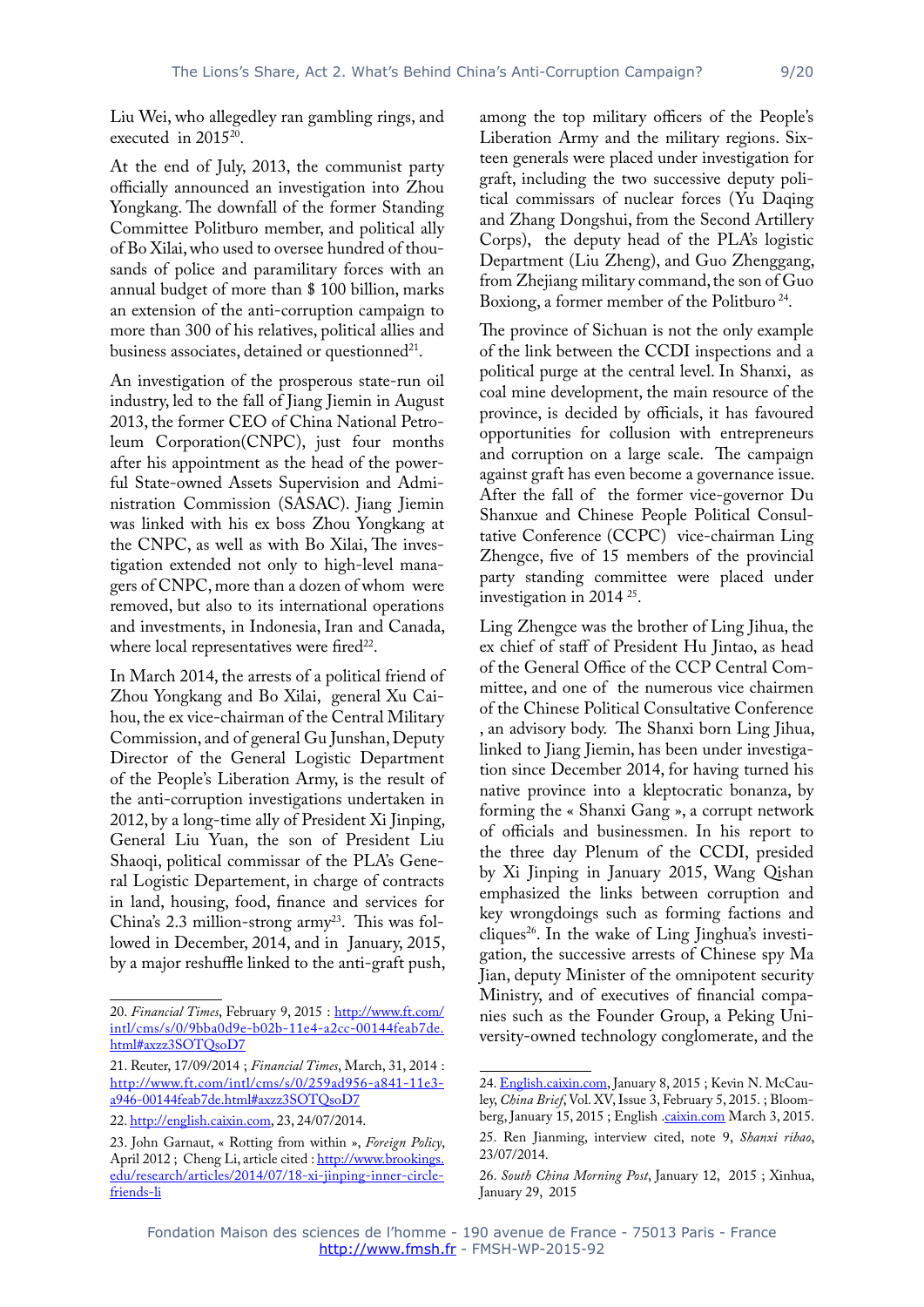Liu Wei, who allegedley ran gambling rings, and executed in 2015[20].

At the end of July, 2013, the communist party officially announced an investigation into Zhou Yongkang. The downfall of the former Standing Committee Politburo member, and political ally of Bo Xilai, who used to oversee hundred of thousands of police and paramilitary forces with an annual budget of more than $ 100 billion, marks an extension of the anti-corruption campaign to more than 300 of his relatives, political allies and business associates, detained or questionned[21].

An investigation of the prosperous state-run oil industry, led to the fall of Jiang Jiemin in August 2013, the former CEO of China National Petroleum Corporation(CNPC), just four months after his appointment as the head of the powerful State-owned Assets Supervision and Administration Commission (SASAC). Jiang Jiemin was linked with his ex boss Zhou Yongkang at the CNPC, as well as with Bo Xilai, The investigation extended not only to high-level managers of CNPC, more than a dozen of whom were removed, but also to its international operations and investments, in Indonesia, Iran and Canada, where local representatives were fired[22].

In March 2014, the arrests of a political friend of Zhou Yongkang and Bo Xilai, general Xu Caihou, the ex vice-chairman of the Central Military Commission, and of general Gu Junshan, Deputy Director of the General Logistic Department of the People's Liberation Army, is the result of the anti-corruption investigations undertaken in 2012, by a long-time ally of President Xi Jinping, General Liu Yuan, the son of President Liu Shaoqi, political commissar of the PLA's General Logistic Departement, in charge of contracts in land, housing, food, finance and services for China's 2.3 million-strong army[23]. This was followed in December, 2014, and in January, 2015, by a major reshuffle linked to the anti-graft push, among the top military officers of the People's Liberation Army and the military regions. Sixteen generals were placed under investigation for graft, including the two successive deputy political commissars of nuclear forces (Yu Daqing and Zhang Dongshui, from the Second Artillery Corps), the deputy head of the PLA's logistic Department (Liu Zheng), and Guo Zhenggang, from Zhejiang military command, the son of Guo Boxiong, a former member of the Politburo[24].

The province of Sichuan is not the only example of the link between the CCDI inspections and a political purge at the central level. In Shanxi, as coal mine development, the main resource of the province, is decided by officials, it has favoured opportunities for collusion with entrepreneurs and corruption on a large scale. The campaign against graft has even become a governance issue. After the fall of the former vice-governor Du Shanxue and Chinese People Political Consultative Conference (CCPC) vice-chairman Ling Zhengce, five of 15 members of the provincial party standing committee were placed under investigation in 2014[25].

Ling Zhengce was the brother of Ling Jihua, the ex chief of staff of President Hu Jintao, as head of the General Office of the CCP Central Committee, and one of the numerous vice chairmen of the Chinese Political Consultative Conference , an advisory body. The Shanxi born Ling Jihua, linked to Jiang Jiemin, has been under investigation since December 2014, for having turned his native province into a kleptocratic bonanza, by forming the « Shanxi Gang », a corrupt network of officials and businessmen. In his report to the three day Plenum of the CCDI, presided by Xi Jinping in January 2015, Wang Qishan emphasized the links between corruption and key wrongdoings such as forming factions and cliques[26]. In the wake of Ling Jinghua's investigation, the successive arrests of Chinese spy Ma Jian, deputy Minister of the omnipotent security Ministry, and of executives of financial companies such as the Founder Group, a Peking University-owned technology conglomerate, and the

---

20. *Financial Times*, February 9, 2015 : http://www.ft.com/intl/cms/s/0/9bba0d9e-b02b-11e4-a2cc-00144feab7de.html#axzz3SOTQsoD7

21. Reuter, 17/09/2014 ; *Financial Times*, March, 31, 2014 : http://www.ft.com/intl/cms/s/0/259ad956-a841-11e3-a946-00144feab7de.html#axzz3SOTQsoD7

22. http://english.caixin.com, 23, 24/07/2014.

23. John Garnaut, « Rotting from within », *Foreign Policy*, April 2012 ; Cheng Li, article cited : http://www.brookings.edu/research/articles/2014/07/18-xi-jinping-inner-circle-friends-li

24. English.caixin.com, January 8, 2015 ; Kevin N. McCauley, *China Brief*, Vol. XV, Issue 3, February 5, 2015. ; Bloomberg, January 15, 2015 ; English .caixin.com March 3, 2015.

25. Ren Jianming, interview cited, note 9, *Shanxi ribao*, 23/07/2014.

26. *South China Morning Post*, January 12, 2015 ; Xinhua, January 29, 2015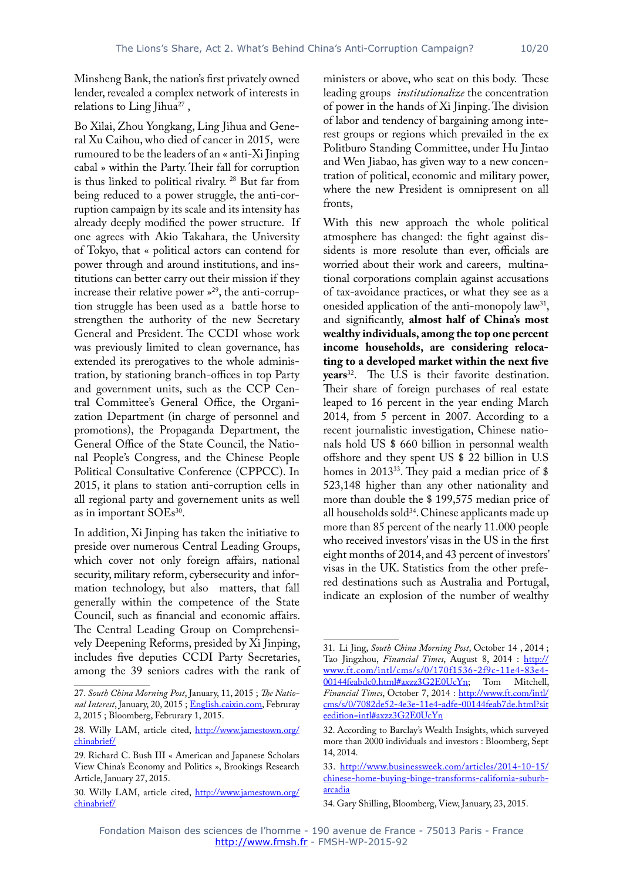Minsheng Bank, the nation's first privately owned lender, revealed a complex network of interests in relations to Ling Jihua[27] ,

Bo Xilai, Zhou Yongkang, Ling Jihua and General Xu Caihou, who died of cancer in 2015, were rumoured to be the leaders of an « anti-Xi Jinping cabal » within the Party. Their fall for corruption is thus linked to political rivalry. [28] But far from being reduced to a power struggle, the anti-corruption campaign by its scale and its intensity has already deeply modified the power structure. If one agrees with Akio Takahara, the University of Tokyo, that « political actors can contend for power through and around institutions, and institutions can better carry out their mission if they increase their relative power »[29], the anti-corruption struggle has been used as a battle horse to strengthen the authority of the new Secretary General and President. The CCDI whose work was previously limited to clean governance, has extended its prerogatives to the whole administration, by stationing branch-offices in top Party and government units, such as the CCP Central Committee's General Office, the Organization Department (in charge of personnel and promotions), the Propaganda Department, the General Office of the State Council, the National People's Congress, and the Chinese People Political Consultative Conference (CPPCC). In 2015, it plans to station anti-corruption cells in all regional party and governement units as well as in important SOEs[30].

In addition, Xi Jinping has taken the initiative to preside over numerous Central Leading Groups, which cover not only foreign affairs, national security, military reform, cybersecurity and information technology, but also matters, that fall generally within the competence of the State Council, such as financial and economic affairs. The Central Leading Group on Comprehensively Deepening Reforms, presided by Xi Jinping, includes five deputies CCDI Party Secretaries, among the 39 seniors cadres with the rank of ministers or above, who seat on this body. These leading groups *institutionalize* the concentration of power in the hands of Xi Jinping. The division of labor and tendency of bargaining among interest groups or regions which prevailed in the ex Politburo Standing Committee, under Hu Jintao and Wen Jiabao, has given way to a new concentration of political, economic and military power, where the new President is omnipresent on all fronts,

With this new approach the whole political atmosphere has changed: the fight against dissidents is more resolute than ever, officials are worried about their work and careers, multinational corporations complain against accusations of tax-avoidance practices, or what they see as a onesided application of the anti-monopoly law[31], and significantly, **almost half of China's most wealthy individuals, among the top one percent income households, are considering relocating to a developed market within the next five years**[32]. The U.S is their favorite destination. Their share of foreign purchases of real estate leaped to 16 percent in the year ending March 2014, from 5 percent in 2007. According to a recent journalistic investigation, Chinese nationals hold US $ 660 billion in personnal wealth offshore and they spent US $ 22 billion in U.S homes in 2013[33]. They paid a median price of $ 523,148 higher than any other nationality and more than double the $ 199,575 median price of all households sold[34]. Chinese applicants made up more than 85 percent of the nearly 11.000 people who received investors' visas in the US in the first eight months of 2014, and 43 percent of investors' visas in the UK. Statistics from the other prefered destinations such as Australia and Portugal, indicate an explosion of the number of wealthy

---

27. *South China Morning Post*, January, 11, 2015 ; *The National Interest*, January, 20, 2015 ; English.caixin.com, Februray 2, 2015 ; Bloomberg, Februrary 1, 2015.

28. Willy LAM, article cited, http://www.jamestown.org/chinabrief/

29. Richard C. Bush III « American and Japanese Scholars View China's Economy and Politics », Brookings Research Article, January 27, 2015.

30. Willy LAM, article cited, http://www.jamestown.org/chinabrief/

31. Li Jing, *South China Morning Post*, October 14 , 2014 ; Tao Jingzhou, *Financial Times*, August 8, 2014 : http://www.ft.com/intl/cms/s/0/170f1536-2f9c-11e4-83e4-00144feabdc0.html#axzz3G2E0UcYn; Tom Mitchell, *Financial Times*, October 7, 2014 : http://www.ft.com/intl/cms/s/0/7082de52-4e3e-11e4-adfe-00144feab7de.html?siteedition=intl#axzz3G2E0UcYn

32. According to Barclay's Wealth Insights, which surveyed more than 2000 individuals and investors : Bloomberg, Sept 14, 2014.

33. http://www.businessweek.com/articles/2014-10-15/chinese-home-buying-binge-transforms-california-suburb-arcadia

34. Gary Shilling, Bloomberg, View, January, 23, 2015.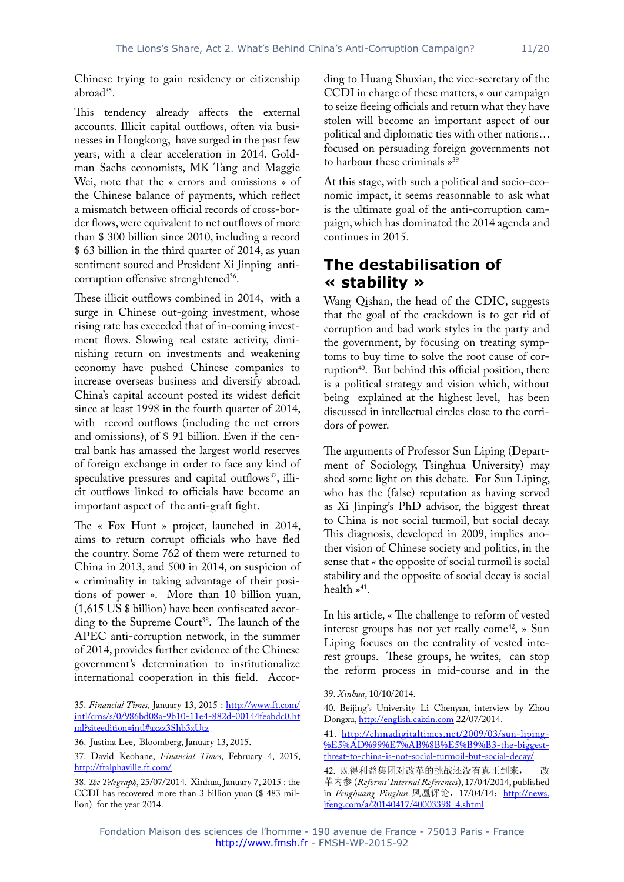Chinese trying to gain residency or citizenship abroad[35].

This tendency already affects the external accounts. Illicit capital outflows, often via businesses in Hongkong, have surged in the past few years, with a clear acceleration in 2014. Goldman Sachs economists, MK Tang and Maggie Wei, note that the « errors and omissions » of the Chinese balance of payments, which reflect a mismatch between official records of cross-border flows, were equivalent to net outflows of more than $ 300 billion since 2010, including a record $ 63 billion in the third quarter of 2014, as yuan sentiment soured and President Xi Jinping anti-corruption offensive strenghtened[36].

These illicit outflows combined in 2014, with a surge in Chinese out-going investment, whose rising rate has exceeded that of in-coming investment flows. Slowing real estate activity, diminishing return on investments and weakening economy have pushed Chinese companies to increase overseas business and diversify abroad. China's capital account posted its widest deficit since at least 1998 in the fourth quarter of 2014, with record outflows (including the net errors and omissions), of $ 91 billion. Even if the central bank has amassed the largest world reserves of foreign exchange in order to face any kind of speculative pressures and capital outflows[37], illicit outflows linked to officials have become an important aspect of the anti-graft fight.

The « Fox Hunt » project, launched in 2014, aims to return corrupt officials who have fled the country. Some 762 of them were returned to China in 2013, and 500 in 2014, on suspicion of « criminality in taking advantage of their positions of power ». More than 10 billion yuan, (1,615 US $ billion) have been confiscated according to the Supreme Court[38]. The launch of the APEC anti-corruption network, in the summer of 2014, provides further evidence of the Chinese government's determination to institutionalize international cooperation in this field. According to Huang Shuxian, the vice-secretary of the CCDI in charge of these matters, « our campaign to seize fleeing officials and return what they have stolen will become an important aspect of our political and diplomatic ties with other nations… focused on persuading foreign governments not to harbour these criminals »[39]

At this stage, with such a political and socio-economic impact, it seems reasonnable to ask what is the ultimate goal of the anti-corruption campaign, which has dominated the 2014 agenda and continues in 2015.

## The destabilisation of « stability »

Wang Qishan, the head of the CDIC, suggests that the goal of the crackdown is to get rid of corruption and bad work styles in the party and the government, by focusing on treating symptoms to buy time to solve the root cause of corruption[40]. But behind this official position, there is a political strategy and vision which, without being explained at the highest level, has been discussed in intellectual circles close to the corridors of power.

The arguments of Professor Sun Liping (Department of Sociology, Tsinghua University) may shed some light on this debate. For Sun Liping, who has the (false) reputation as having served as Xi Jinping's PhD advisor, the biggest threat to China is not social turmoil, but social decay. This diagnosis, developed in 2009, implies another vision of Chinese society and politics, in the sense that « the opposite of social turmoil is social stability and the opposite of social decay is social health »[41].

In his article, « The challenge to reform of vested interest groups has not yet really come[42], » Sun Liping focuses on the centrality of vested interest groups. These groups, he writes, can stop the reform process in mid-course and in the

---

35. *Financial Times,* January 13, 2015 : http://www.ft.com/intl/cms/s/0/986bd08a-9b10-11e4-882d-00144feabdc0.html?siteedition=intl#axzz3Shb3xUtz

36. Justina Lee, Bloomberg, January 13, 2015.

37. David Keohane, *Financial Times*, February 4, 2015, http://ftalphaville.ft.com/

38. *The Telegraph*, 25/07/2014. Xinhua, January 7, 2015 : the CCDI has recovered more than 3 billion yuan ($ 483 million) for the year 2014.

39. *Xinhua*, 10/10/2014.

40. Beijing's University Li Chenyan, interview by Zhou Dongxu, http://english.caixin.com 22/07/2014.

41. http://chinadigitaltimes.net/2009/03/sun-liping-%E5%AD%99%E7%AB%8B%E5%B9%B3-the-biggest-threat-to-china-is-not-social-turmoil-but-social-decay/

42. 既得利益集团对改革的挑战还没有真正到来， 改革内参 (*Reforms' Internal References*), 17/04/2014, published in *Fenghuang Pinglun* 凤凰评论，17/04/14: http://news.ifeng.com/a/20140417/40003398_4.shtml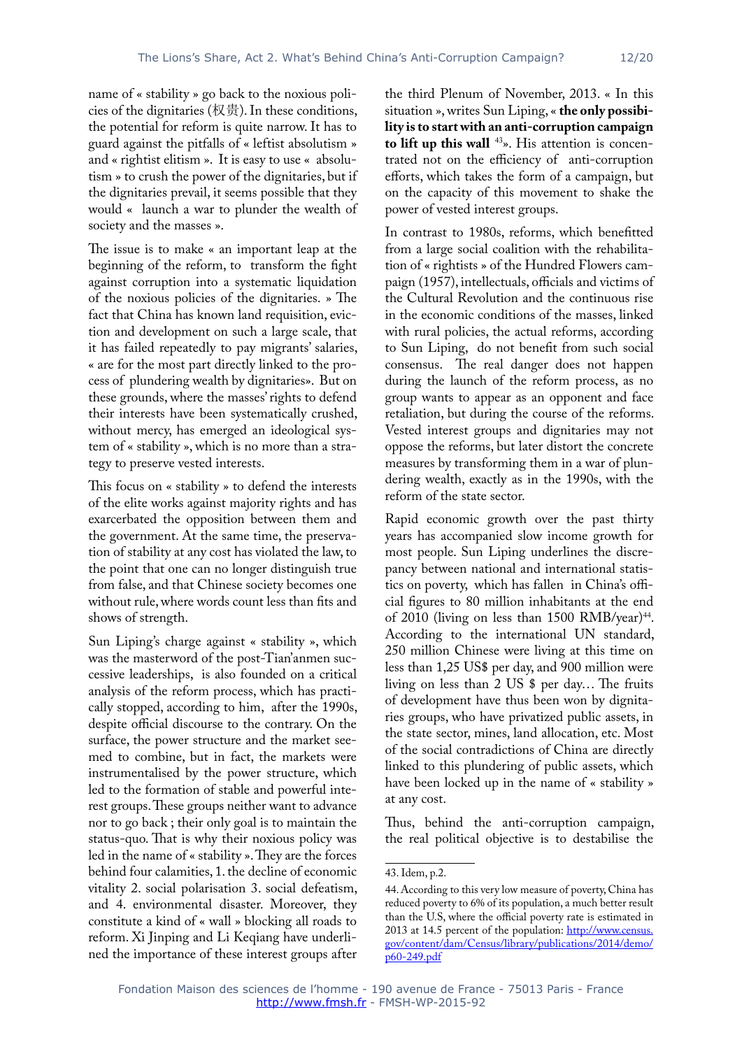name of « stability » go back to the noxious policies of the dignitaries (权贵). In these conditions, the potential for reform is quite narrow. It has to guard against the pitfalls of « leftist absolutism » and « rightist elitism ». It is easy to use « absolutism » to crush the power of the dignitaries, but if the dignitaries prevail, it seems possible that they would « launch a war to plunder the wealth of society and the masses ».

The issue is to make « an important leap at the beginning of the reform, to transform the fight against corruption into a systematic liquidation of the noxious policies of the dignitaries. » The fact that China has known land requisition, eviction and development on such a large scale, that it has failed repeatedly to pay migrants' salaries, « are for the most part directly linked to the process of plundering wealth by dignitaries». But on these grounds, where the masses' rights to defend their interests have been systematically crushed, without mercy, has emerged an ideological system of « stability », which is no more than a strategy to preserve vested interests.

This focus on « stability » to defend the interests of the elite works against majority rights and has exarcerbated the opposition between them and the government. At the same time, the preservation of stability at any cost has violated the law, to the point that one can no longer distinguish true from false, and that Chinese society becomes one without rule, where words count less than fits and shows of strength.

Sun Liping's charge against « stability », which was the masterword of the post-Tian'anmen successive leaderships, is also founded on a critical analysis of the reform process, which has practically stopped, according to him, after the 1990s, despite official discourse to the contrary. On the surface, the power structure and the market seemed to combine, but in fact, the markets were instrumentalised by the power structure, which led to the formation of stable and powerful interest groups. These groups neither want to advance nor to go back ; their only goal is to maintain the status-quo. That is why their noxious policy was led in the name of « stability ». They are the forces behind four calamities, 1. the decline of economic vitality 2. social polarisation 3. social defeatism, and 4. environmental disaster. Moreover, they constitute a kind of « wall » blocking all roads to reform. Xi Jinping and Li Keqiang have underlined the importance of these interest groups after the third Plenum of November, 2013. « In this situation », writes Sun Liping, « **the only possibility is to start with an anti-corruption campaign to lift up this wall** [43]». His attention is concentrated not on the efficiency of anti-corruption efforts, which takes the form of a campaign, but on the capacity of this movement to shake the power of vested interest groups.

In contrast to 1980s, reforms, which benefitted from a large social coalition with the rehabilitation of « rightists » of the Hundred Flowers campaign (1957), intellectuals, officials and victims of the Cultural Revolution and the continuous rise in the economic conditions of the masses, linked with rural policies, the actual reforms, according to Sun Liping, do not benefit from such social consensus. The real danger does not happen during the launch of the reform process, as no group wants to appear as an opponent and face retaliation, but during the course of the reforms. Vested interest groups and dignitaries may not oppose the reforms, but later distort the concrete measures by transforming them in a war of plundering wealth, exactly as in the 1990s, with the reform of the state sector.

Rapid economic growth over the past thirty years has accompanied slow income growth for most people. Sun Liping underlines the discrepancy between national and international statistics on poverty, which has fallen in China's official figures to 80 million inhabitants at the end of 2010 (living on less than 1500 RMB/year)[44]. According to the international UN standard, 250 million Chinese were living at this time on less than 1,25 US$ per day, and 900 million were living on less than 2 US $ per day… The fruits of development have thus been won by dignitaries groups, who have privatized public assets, in the state sector, mines, land allocation, etc. Most of the social contradictions of China are directly linked to this plundering of public assets, which have been locked up in the name of « stability » at any cost.

Thus, behind the anti-corruption campaign, the real political objective is to destabilise the

---

43. Idem, p.2.

44. According to this very low measure of poverty, China has reduced poverty to 6% of its population, a much better result than the U.S, where the official poverty rate is estimated in 2013 at 14.5 percent of the population: http://www.census.gov/content/dam/Census/library/publications/2014/demo/p60-249.pdf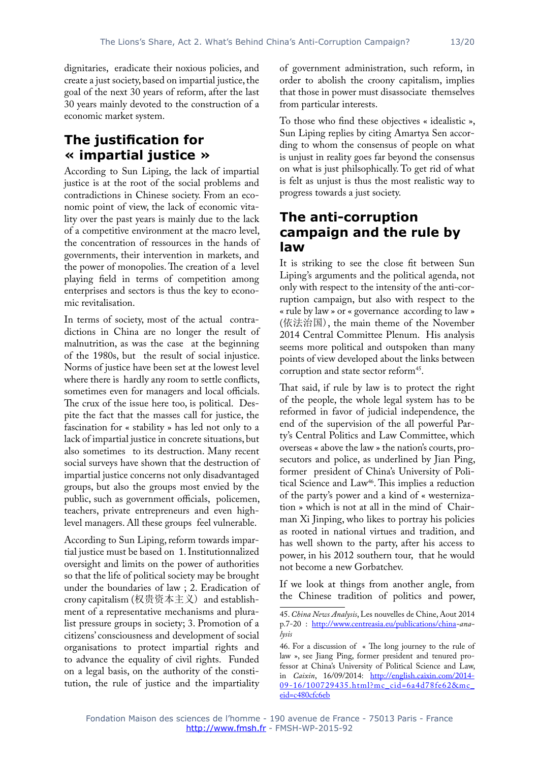dignitaries, eradicate their noxious policies, and create a just society, based on impartial justice, the goal of the next 30 years of reform, after the last 30 years mainly devoted to the construction of a economic market system.

## The justification for « impartial justice »

According to Sun Liping, the lack of impartial justice is at the root of the social problems and contradictions in Chinese society. From an economic point of view, the lack of economic vitality over the past years is mainly due to the lack of a competitive environment at the macro level, the concentration of ressources in the hands of governments, their intervention in markets, and the power of monopolies. The creation of a level playing field in terms of competition among enterprises and sectors is thus the key to economic revitalisation.

In terms of society, most of the actual contradictions in China are no longer the result of malnutrition, as was the case at the beginning of the 1980s, but the result of social injustice. Norms of justice have been set at the lowest level where there is hardly any room to settle conflicts, sometimes even for managers and local officials. The crux of the issue here too, is political. Despite the fact that the masses call for justice, the fascination for « stability » has led not only to a lack of impartial justice in concrete situations, but also sometimes to its destruction. Many recent social surveys have shown that the destruction of impartial justice concerns not only disadvantaged groups, but also the groups most envied by the public, such as government officials, policemen, teachers, private entrepreneurs and even high-level managers. All these groups feel vulnerable.

According to Sun Liping, reform towards impartial justice must be based on 1. Institutionnalized oversight and limits on the power of authorities so that the life of political society may be brought under the boundaries of law ; 2. Eradication of crony capitalism (权贵资本主义) and establishment of a representative mechanisms and pluralist pressure groups in society; 3. Promotion of a citizens' consciousness and development of social organisations to protect impartial rights and to advance the equality of civil rights. Funded on a legal basis, on the authority of the constitution, the rule of justice and the impartiality of government administration, such reform, in order to abolish the croony capitalism, implies that those in power must disassociate themselves from particular interests.

To those who find these objectives « idealistic », Sun Liping replies by citing Amartya Sen according to whom the consensus of people on what is unjust in reality goes far beyond the consensus on what is just philsophically. To get rid of what is felt as unjust is thus the most realistic way to progress towards a just society.

## The anti-corruption campaign and the rule by law

It is striking to see the close fit between Sun Liping's arguments and the political agenda, not only with respect to the intensity of the anti-corruption campaign, but also with respect to the « rule by law » or « governance according to law » (依法治国), the main theme of the November 2014 Central Committee Plenum. His analysis seems more political and outspoken than many points of view developed about the links between corruption and state sector reform[45].

That said, if rule by law is to protect the right of the people, the whole legal system has to be reformed in favor of judicial independence, the end of the supervision of the all powerful Party's Central Politics and Law Committee, which overseas « above the law » the nation's courts, prosecutors and police, as underlined by Jian Ping, former president of China's University of Political Science and Law[46]. This implies a reduction of the party's power and a kind of « westernization » which is not at all in the mind of Chairman Xi Jinping, who likes to portray his policies as rooted in national virtues and tradition, and has well shown to the party, after his access to power, in his 2012 southern tour, that he would not become a new Gorbatchev.

If we look at things from another angle, from the Chinese tradition of politics and power,

45. *China News Analysis*, Les nouvelles de Chine, Aout 2014 p.7-20 : http://www.centreasia.eu/publications/china-*analysis*

46. For a discussion of « The long journey to the rule of law », see Jiang Ping, former president and tenured professor at China's University of Political Science and Law, in *Caixin*, 16/09/2014: http://english.caixin.com/2014-09-16/100729435.html?mc_cid=6a4d78fe62&mc_eid=c480cfc6eb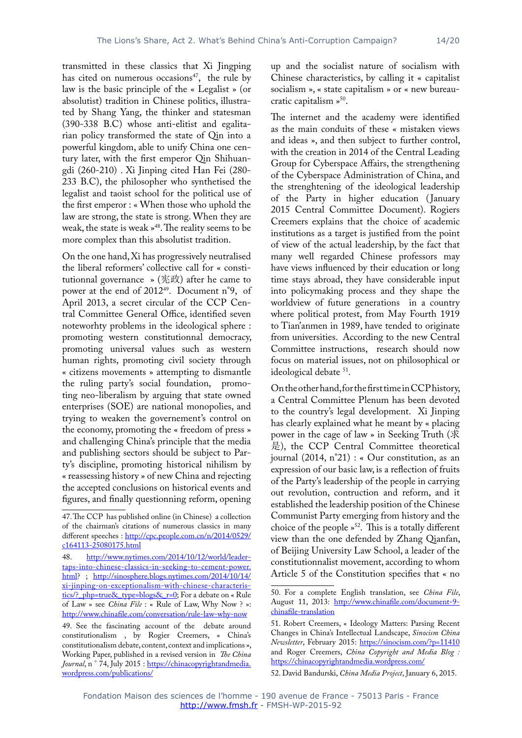transmitted in these classics that Xi Jingping has cited on numerous occasions[47], the rule by law is the basic principle of the « Legalist » (or absolutist) tradition in Chinese politics, illustrated by Shang Yang, the thinker and statesman (390-338 B.C) whose anti-elitist and egalitarian policy transformed the state of Qin into a powerful kingdom, able to unify China one century later, with the first emperor Qin Shihuangdi (260-210) . Xi Jinping cited Han Fei (280-233 B.C), the philosopher who synthetised the legalist and taoist school for the political use of the first emperor : « When those who uphold the law are strong, the state is strong. When they are weak, the state is weak »[48]. The reality seems to be more complex than this absolutist tradition.

On the one hand, Xi has progressively neutralised the liberal reformers' collective call for « constitutionnal governance » (宪政) after he came to power at the end of 2012[49]. Document n°9, of April 2013, a secret circular of the CCP Central Committee General Office, identified seven noteworhty problems in the ideological sphere : promoting western constitutionnal democracy, promoting universal values such as western human rights, promoting civil society through « citizens movements » attempting to dismantle the ruling party's social foundation, promoting neo-liberalism by arguing that state owned enterprises (SOE) are national monopolies, and trying to weaken the governement's control on the economy, promoting the « freedom of press » and challenging China's principle that the media and publishing sectors should be subject to Party's discipline, promoting historical nihilism by « reassessing history » of new China and rejecting the accepted conclusions on historical events and figures, and finally questioning reform, opening up and the socialist nature of socialism with Chinese characteristics, by calling it « capitalist socialism », « state capitalism » or « new bureaucratic capitalism »[50].

The internet and the academy were identified as the main conduits of these « mistaken views and ideas », and then subject to further control, with the creation in 2014 of the Central Leading Group for Cyberspace Affairs, the strengthening of the Cyberspace Administration of China, and the strenghtening of the ideological leadership of the Party in higher education (January 2015 Central Committee Document). Rogiers Creemers explains that the choice of academic institutions as a target is justified from the point of view of the actual leadership, by the fact that many well regarded Chinese professors may have views influenced by their education or long time stays abroad, they have considerable input into policymaking process and they shape the worldview of future generations in a country where political protest, from May Fourth 1919 to Tian'anmen in 1989, have tended to originate from universities. According to the new Central Committee instructions, research should now focus on material issues, not on philosophical or ideological debate [51].

On the other hand, for the first time in CCP history, a Central Committee Plenum has been devoted to the country's legal development. Xi Jinping has clearly explained what he meant by « placing power in the cage of law » in Seeking Truth (求是), the CCP Central Committee theoretical journal (2014, n°21) : « Our constitution, as an expression of our basic law, is a reflection of fruits of the Party's leadership of the people in carrying out revolution, contruction and reform, and it established the leadership position of the Chinese Communist Party emerging from history and the choice of the people »[52]. This is a totally different view than the one defended by Zhang Qianfan, of Beijing University Law School, a leader of the constitutionnalist movement, according to whom Article 5 of the Constitution specifies that « no

---

47. The CCP has published online (in Chinese) a collection of the chairman's citations of numerous classics in many different speeches : http://cpc.people.com.cn/n/2014/0529/c164113-25080175.html

48. http://www.nytimes.com/2014/10/12/world/leader-taps-into-chinese-classics-in-seeking-to-cement-power.html? ; http://sinosphere.blogs.nytimes.com/2014/10/14/xi-jinping-on-exceptionalism-with-chinese-characteristics/?_php=true&_type=blogs&_r=0; For a debate on « Rule of Law » see *China File* : « Rule of Law, Why Now ? »: http://www.chinafile.com/conversation/rule-law-why-now

49. See the fascinating account of the debate around constitutionalism , by Rogier Creemers, « China's constitutionalism debate, content, context and implications », Working Paper, published in a revised version in *The China Journal*, n ° 74, July 2015 : https://chinacopyrightandmedia.wordpress.com/publications/

50. For a complete English translation, see *China File*, August 11, 2013: http://www.chinafile.com/document-9-chinafile-translation

51. Robert Creemers, « Ideology Matters: Parsing Recent Changes in China's Intellectual Landscape, *Sinocism China Newsletter*, February 2015: https://sinocism.com/?p=11410 and Roger Creemers, *China Copyright and Media Blog :* https://chinacopyrightandmedia.wordpress.com/

52. David Bandurski, *China Media Project*, January 6, 2015.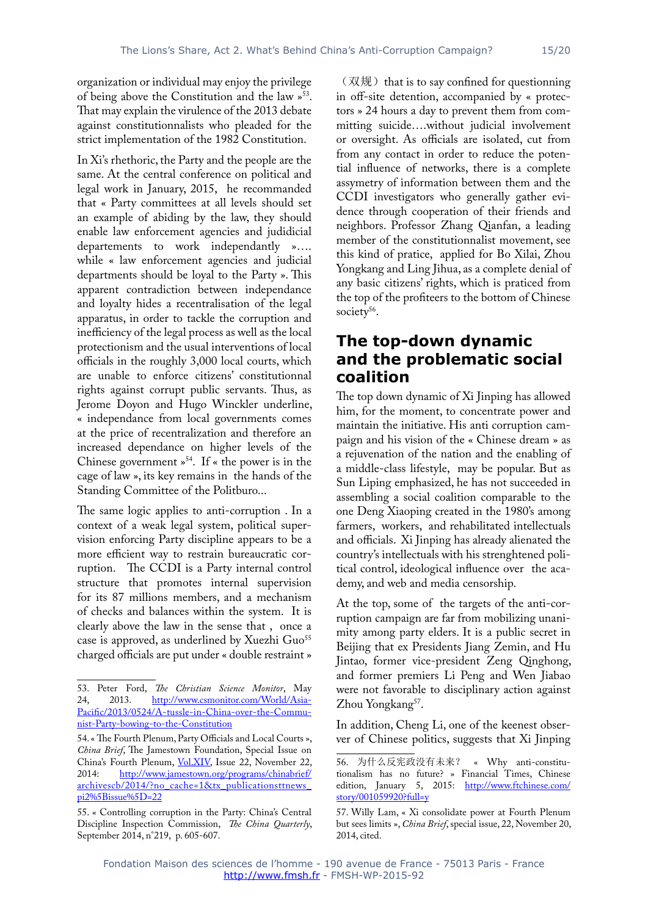organization or individual may enjoy the privilege of being above the Constitution and the law »[53]. That may explain the virulence of the 2013 debate against constitutionnalists who pleaded for the strict implementation of the 1982 Constitution.

In Xi's rhethoric, the Party and the people are the same. At the central conference on political and legal work in January, 2015, he recommanded that « Party committees at all levels should set an example of abiding by the law, they should enable law enforcement agencies and judidicial departements to work independantly »…. while « law enforcement agencies and judicial departments should be loyal to the Party ». This apparent contradiction between independance and loyalty hides a recentralisation of the legal apparatus, in order to tackle the corruption and inefficiency of the legal process as well as the local protectionism and the usual interventions of local officials in the roughly 3,000 local courts, which are unable to enforce citizens' constitutionnal rights against corrupt public servants. Thus, as Jerome Doyon and Hugo Winckler underline, « independance from local governments comes at the price of recentralization and therefore an increased dependance on higher levels of the Chinese government »[54]. If « the power is in the cage of law », its key remains in the hands of the Standing Committee of the Politburo...

The same logic applies to anti-corruption . In a context of a weak legal system, political supervision enforcing Party discipline appears to be a more efficient way to restrain bureaucratic corruption. The CCDI is a Party internal control structure that promotes internal supervision for its 87 millions members, and a mechanism of checks and balances within the system. It is clearly above the law in the sense that , once a case is approved, as underlined by Xuezhi Guo[55] charged officials are put under « double restraint » (双规) that is to say confined for questioning in off-site detention, accompanied by « protectors » 24 hours a day to prevent them from commiting suicide….without judicial involvement or oversight. As officials are isolated, cut from from any contact in order to reduce the potential influence of networks, there is a complete assymetry of information between them and the CCDI investigators who generally gather evidence through cooperation of their friends and neighbors. Professor Zhang Qianfan, a leading member of the constitutionnalist movement, see this kind of pratice, applied for Bo Xilai, Zhou Yongkang and Ling Jihua, as a complete denial of any basic citizens' rights, which is praticed from the top of the profiteers to the bottom of Chinese society[56].

## The top-down dynamic and the problematic social coalition

The top down dynamic of Xi Jinping has allowed him, for the moment, to concentrate power and maintain the initiative. His anti corruption campaign and his vision of the « Chinese dream » as a rejuvenation of the nation and the enabling of a middle-class lifestyle, may be popular. But as Sun Liping emphasized, he has not succeeded in assembling a social coalition comparable to the one Deng Xiaoping created in the 1980's among farmers, workers, and rehabilitated intellectuals and officials. Xi Jinping has already alienated the country's intellectuals with his strenghtened political control, ideological influence over the academy, and web and media censorship.

At the top, some of the targets of the anti-corruption campaign are far from mobilizing unanimity among party elders. It is a public secret in Beijing that ex Presidents Jiang Zemin, and Hu Jintao, former vice-president Zeng Qinghong, and former premiers Li Peng and Wen Jiabao were not favorable to disciplinary action against Zhou Yongkang[57].

In addition, Cheng Li, one of the keenest observer of Chinese politics, suggests that Xi Jinping

---

53. Peter Ford, *The Christian Science Monitor*, May 24, 2013. http://www.csmonitor.com/World/Asia-Pacific/2013/0524/A-tussle-in-China-over-the-Communist-Party-bowing-to-the-Constitution

54. « The Fourth Plenum, Party Officials and Local Courts », *China Brief*, The Jamestown Foundation, Special Issue on China's Fourth Plenum, Vol.XIV, Issue 22, November 22, 2014: http://www.jamestown.org/programs/chinabrief/archivescb/2014/?no_cache=1&tx_publicationsttnews_pi2%5Bissue%5D=22

55. « Controlling corruption in the Party: China's Central Discipline Inspection Commission, *The China Quarterly*, September 2014, n°219, p. 605-607.

56. 为什么反宪政没有未来？ « Why anti-constitutionalism has no future? » Financial Times, Chinese edition, January 5, 2015: http://www.ftchinese.com/story/001059920?full=y

57. Willy Lam, « Xi consolidate power at Fourth Plenum but sees limits », *China Brief*, special issue, 22, November 20, 2014, cited.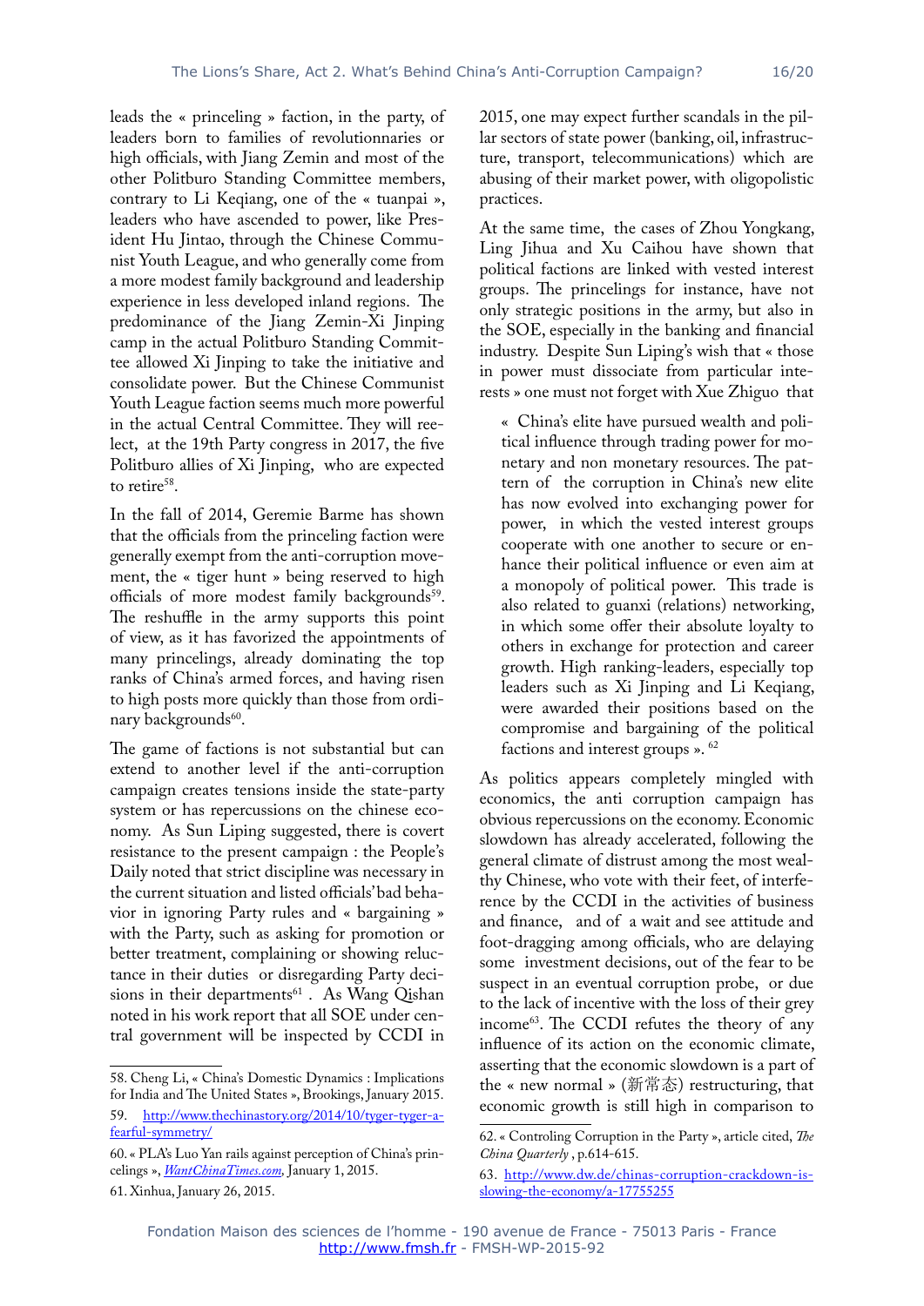leads the « princeling » faction, in the party, of leaders born to families of revolutionnaries or high officials, with Jiang Zemin and most of the other Politburo Standing Committee members, contrary to Li Keqiang, one of the « tuanpai », leaders who have ascended to power, like President Hu Jintao, through the Chinese Communist Youth League, and who generally come from a more modest family background and leadership experience in less developed inland regions. The predominance of the Jiang Zemin-Xi Jinping camp in the actual Politburo Standing Committee allowed Xi Jinping to take the initiative and consolidate power. But the Chinese Communist Youth League faction seems much more powerful in the actual Central Committee. They will reelect, at the 19th Party congress in 2017, the five Politburo allies of Xi Jinping, who are expected to retire[58].

In the fall of 2014, Geremie Barme has shown that the officials from the princeling faction were generally exempt from the anti-corruption movement, the « tiger hunt » being reserved to high officials of more modest family backgrounds[59]. The reshuffle in the army supports this point of view, as it has favorized the appointments of many princelings, already dominating the top ranks of China's armed forces, and having risen to high posts more quickly than those from ordinary backgrounds[60].

The game of factions is not substantial but can extend to another level if the anti-corruption campaign creates tensions inside the state-party system or has repercussions on the chinese economy. As Sun Liping suggested, there is covert resistance to the present campaign : the People's Daily noted that strict discipline was necessary in the current situation and listed officials' bad behavior in ignoring Party rules and « bargaining » with the Party, such as asking for promotion or better treatment, complaining or showing reluctance in their duties or disregarding Party decisions in their departments[61] . As Wang Qishan noted in his work report that all SOE under central government will be inspected by CCDI in 2015, one may expect further scandals in the pillar sectors of state power (banking, oil, infrastructure, transport, telecommunications) which are abusing of their market power, with oligopolistic practices.

At the same time, the cases of Zhou Yongkang, Ling Jihua and Xu Caihou have shown that political factions are linked with vested interest groups. The princelings for instance, have not only strategic positions in the army, but also in the SOE, especially in the banking and financial industry. Despite Sun Liping's wish that « those in power must dissociate from particular interests » one must not forget with Xue Zhiguo that

> « China's elite have pursued wealth and political influence through trading power for monetary and non monetary resources. The pattern of the corruption in China's new elite has now evolved into exchanging power for power, in which the vested interest groups cooperate with one another to secure or enhance their political influence or even aim at a monopoly of political power. This trade is also related to guanxi (relations) networking, in which some offer their absolute loyalty to others in exchange for protection and career growth. High ranking-leaders, especially top leaders such as Xi Jinping and Li Keqiang, were awarded their positions based on the compromise and bargaining of the political factions and interest groups ». [62]

As politics appears completely mingled with economics, the anti corruption campaign has obvious repercussions on the economy. Economic slowdown has already accelerated, following the general climate of distrust among the most wealthy Chinese, who vote with their feet, of interference by the CCDI in the activities of business and finance, and of a wait and see attitude and foot-dragging among officials, who are delaying some investment decisions, out of the fear to be suspect in an eventual corruption probe, or due to the lack of incentive with the loss of their grey income[63]. The CCDI refutes the theory of any influence of its action on the economic climate, asserting that the economic slowdown is a part of the « new normal » (新常态) restructuring, that economic growth is still high in comparison to

58. Cheng Li, « China's Domestic Dynamics : Implications for India and The United States », Brookings, January 2015.

59. http://www.thechinastory.org/2014/10/tyger-tyger-a-fearful-symmetry/

60. « PLA's Luo Yan rails against perception of China's princelings », *WantChinaTimes.com*, January 1, 2015.

61. Xinhua, January 26, 2015.

62. « Controling Corruption in the Party », article cited, *The China Quarterly* , p.614-615.

63. http://www.dw.de/chinas-corruption-crackdown-is-slowing-the-economy/a-17755255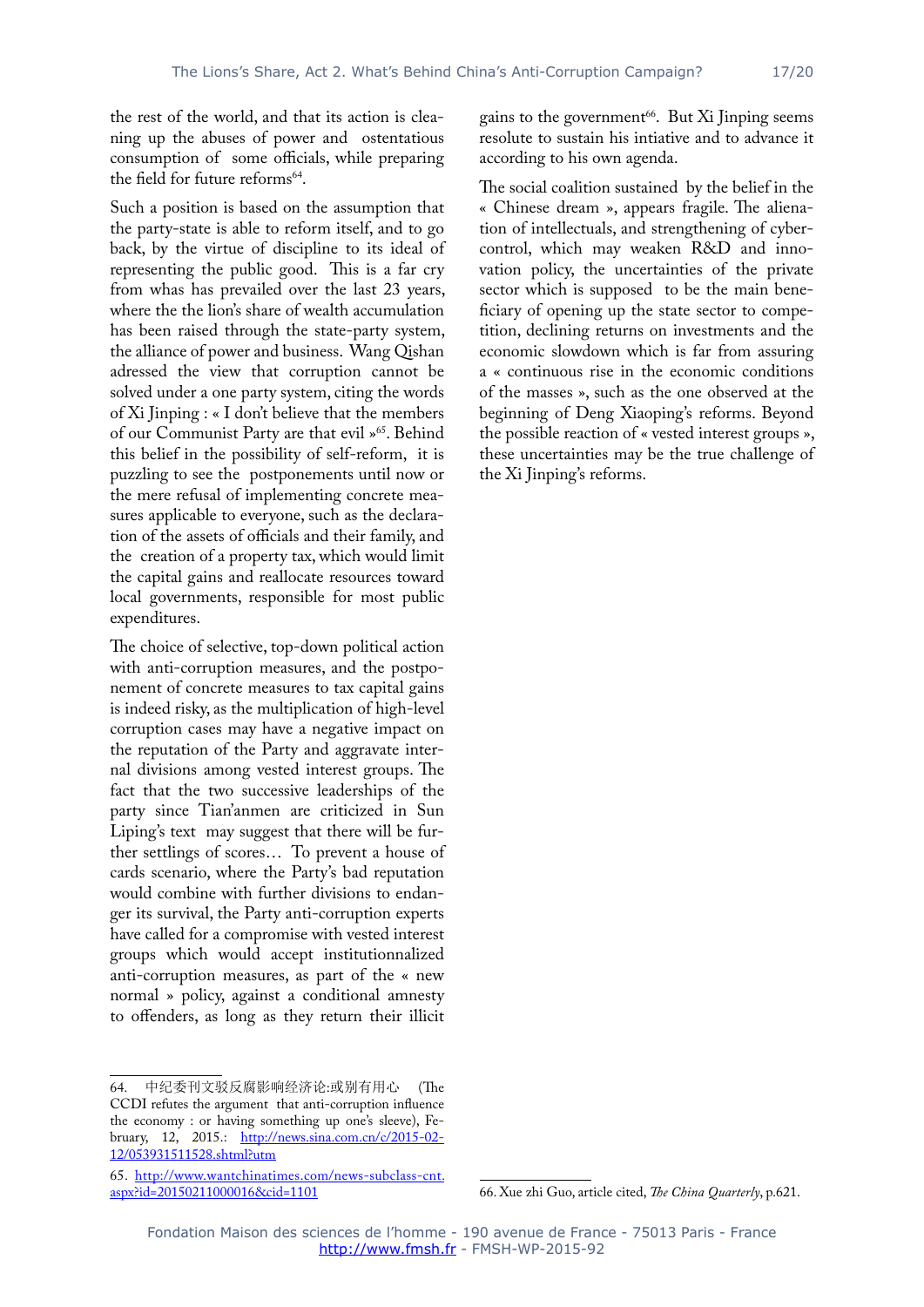the rest of the world, and that its action is cleaning up the abuses of power and ostentatious consumption of some officials, while preparing the field for future reforms[64].

Such a position is based on the assumption that the party-state is able to reform itself, and to go back, by the virtue of discipline to its ideal of representing the public good. This is a far cry from whas has prevailed over the last 23 years, where the the lion's share of wealth accumulation has been raised through the state-party system, the alliance of power and business. Wang Qishan adressed the view that corruption cannot be solved under a one party system, citing the words of Xi Jinping : « I don't believe that the members of our Communist Party are that evil »[65]. Behind this belief in the possibility of self-reform, it is puzzling to see the postponements until now or the mere refusal of implementing concrete measures applicable to everyone, such as the declaration of the assets of officials and their family, and the creation of a property tax, which would limit the capital gains and reallocate resources toward local governments, responsible for most public expenditures.

The choice of selective, top-down political action with anti-corruption measures, and the postponement of concrete measures to tax capital gains is indeed risky, as the multiplication of high-level corruption cases may have a negative impact on the reputation of the Party and aggravate internal divisions among vested interest groups. The fact that the two successive leaderships of the party since Tian'anmen are criticized in Sun Liping's text may suggest that there will be further settlings of scores… To prevent a house of cards scenario, where the Party's bad reputation would combine with further divisions to endanger its survival, the Party anti-corruption experts have called for a compromise with vested interest groups which would accept institutionnalized anti-corruption measures, as part of the « new normal » policy, against a conditional amnesty to offenders, as long as they return their illicit gains to the government[66]. But Xi Jinping seems resolute to sustain his intiative and to advance it according to his own agenda.

The social coalition sustained by the belief in the « Chinese dream », appears fragile. The alienation of intellectuals, and strengthening of cyber-control, which may weaken R&D and innovation policy, the uncertainties of the private sector which is supposed to be the main beneficiary of opening up the state sector to competition, declining returns on investments and the economic slowdown which is far from assuring a « continuous rise in the economic conditions of the masses », such as the one observed at the beginning of Deng Xiaoping's reforms. Beyond the possible reaction of « vested interest groups », these uncertainties may be the true challenge of the Xi Jinping's reforms.

---

64. 中纪委刊文驳反腐影响经济论:或别有用心 (The CCDI refutes the argument that anti-corruption influence the economy : or having something up one's sleeve), February, 12, 2015.: http://news.sina.com.cn/c/2015-02-12/053931511528.shtml?utm

65. http://www.wantchinatimes.com/news-subclass-cnt.aspx?id=20150211000016&cid=1101

66. Xue zhi Guo, article cited, *The China Quarterly*, p.621.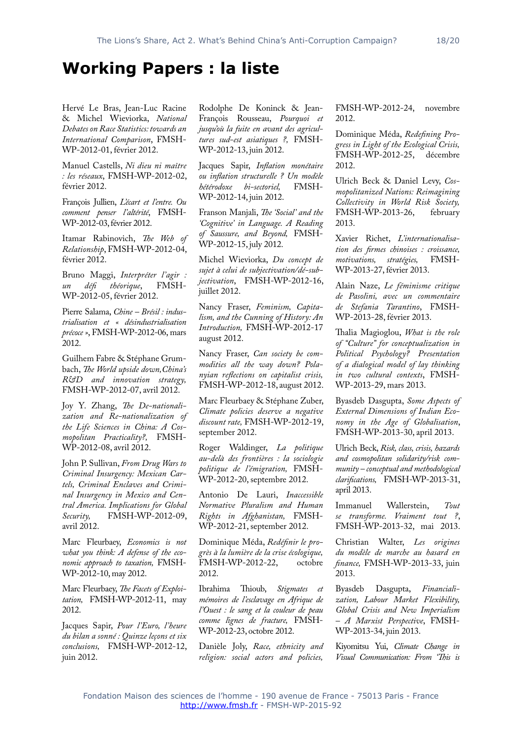# Working Papers : la liste

Hervé Le Bras, Jean-Luc Racine & Michel Wieviorka, *National Debates on Race Statistics: towards an International Comparison*, FMSH-WP-2012-01, février 2012.

Manuel Castells, *Ni dieu ni maître : les réseaux*, FMSH-WP-2012-02, février 2012.

François Jullien, *L'écart et l'entre. Ou comment penser l'altérité*, FMSH-WP-2012-03, février 2012.

Itamar Rabinovich, *The Web of Relationship*, FMSH-WP-2012-04, février 2012.

Bruno Maggi, *Interpréter l'agir : un défi théorique*, FMSH-WP-2012-05, février 2012.

Pierre Salama, *Chine – Brésil : industrialisation et « désindustrialisation précoce »*, FMSH-WP-2012-06, mars 2012.

Guilhem Fabre & Stéphane Grumbach, *The World upside down, China's R&D and innovation strategy,* FMSH-WP-2012-07, avril 2012.

Joy Y. Zhang, *The De-nationalization and Re-nationalization of the Life Sciences in China: A Cosmopolitan Practicality?,* FMSH-WP-2012-08, avril 2012.

John P. Sullivan, *From Drug Wars to Criminal Insurgency: Mexican Cartels, Criminal Enclaves and Criminal Insurgency in Mexico and Central America. Implications for Global Security,* FMSH-WP-2012-09, avril 2012.

Marc Fleurbaey, *Economics is not what you think: A defense of the economic approach to taxation,* FMSH-WP-2012-10, may 2012.

Marc Fleurbaey, *The Facets of Exploitation,* FMSH-WP-2012-11, may 2012.

Jacques Sapir, *Pour l'Euro, l'heure du bilan a sonné : Quinze leçons et six conclusions,* FMSH-WP-2012-12, juin 2012.

Rodolphe De Koninck & Jean-François Rousseau, *Pourquoi et jusqu'où la fuite en avant des agricultures sud-est asiatiques ?,* FMSH-WP-2012-13, juin 2012.

Jacques Sapir, *Inflation monétaire ou inflation structurelle ? Un modèle hétérodoxe bi-sectoriel,* FMSH-WP-2012-14, juin 2012.

Franson Manjali, *The 'Social' and the 'Cognitive' in Language. A Reading of Saussure, and Beyond,* FMSH-WP-2012-15, july 2012.

Michel Wieviorka, *Du concept de sujet à celui de subjectivation/dé-subjectivation*, FMSH-WP-2012-16, juillet 2012.

Nancy Fraser, *Feminism, Capitalism, and the Cunning of History: An Introduction,* FMSH-WP-2012-17 august 2012.

Nancy Fraser, *Can society be commodities all the way down? Polanyian reflections on capitalist crisis,* FMSH-WP-2012-18, august 2012.

Marc Fleurbaey & Stéphane Zuber, *Climate policies deserve a negative discount rate,* FMSH-WP-2012-19, september 2012.

Roger Waldinger, *La politique au-delà des frontières : la sociologie politique de l'émigration,* FMSH-WP-2012-20, septembre 2012.

Antonio De Lauri, *Inaccessible Normative Pluralism and Human Rights in Afghanistan,* FMSH-WP-2012-21, september 2012.

Dominique Méda, *Redéfinir le progrès à la lumière de la crise écologique,* FMSH-WP-2012-22, octobre 2012.

Ibrahima Thioub, *Stigmates et mémoires de l'esclavage en Afrique de l'Ouest : le sang et la couleur de peau comme lignes de fracture,* FMSH-WP-2012-23, octobre 2012.

Danièle Joly, *Race, ethnicity and religion: social actors and policies,* FMSH-WP-2012-24, novembre 2012.

Dominique Méda, *Redefining Progress in Light of the Ecological Crisis,* FMSH-WP-2012-25, décembre 2012.

Ulrich Beck & Daniel Levy, *Cosmopolitanized Nations: Reimagining Collectivity in World Risk Society,* FMSH-WP-2013-26, february 2013.

Xavier Richet, *L'internationalisation des firmes chinoises : croissance, motivations, stratégies,* FMSH-WP-2013-27, février 2013.

Alain Naze, *Le féminisme critique de Pasolini, avec un commentaire de Stefania Tarantino,* FMSH-WP-2013-28, février 2013.

Thalia Magioglou, *What is the role of "Culture" for conceptualization in Political Psychology? Presentation of a dialogical model of lay thinking in two cultural contexts*, FMSH-WP-2013-29, mars 2013.

Byasdeb Dasgupta, *Some Aspects of External Dimensions of Indian Economy in the Age of Globalisation*, FMSH-WP-2013-30, april 2013.

Ulrich Beck, *Risk, class, crisis, hazards and cosmopolitan solidarity/risk community – conceptual and methodological clarifications,* FMSH-WP-2013-31, april 2013.

Immanuel Wallerstein, *Tout se transforme. Vraiment tout ?*, FMSH-WP-2013-32, mai 2013.

Christian Walter, *Les origines du modèle de marche au hasard en finance,* FMSH-WP-2013-33, juin 2013.

Byasdeb Dasgupta, *Financialization, Labour Market Flexibility, Global Crisis and New Imperialism – A Marxist Perspective*, FMSH-WP-2013-34, juin 2013.

Kiyomitsu Yui, *Climate Change in Visual Communication: From 'This is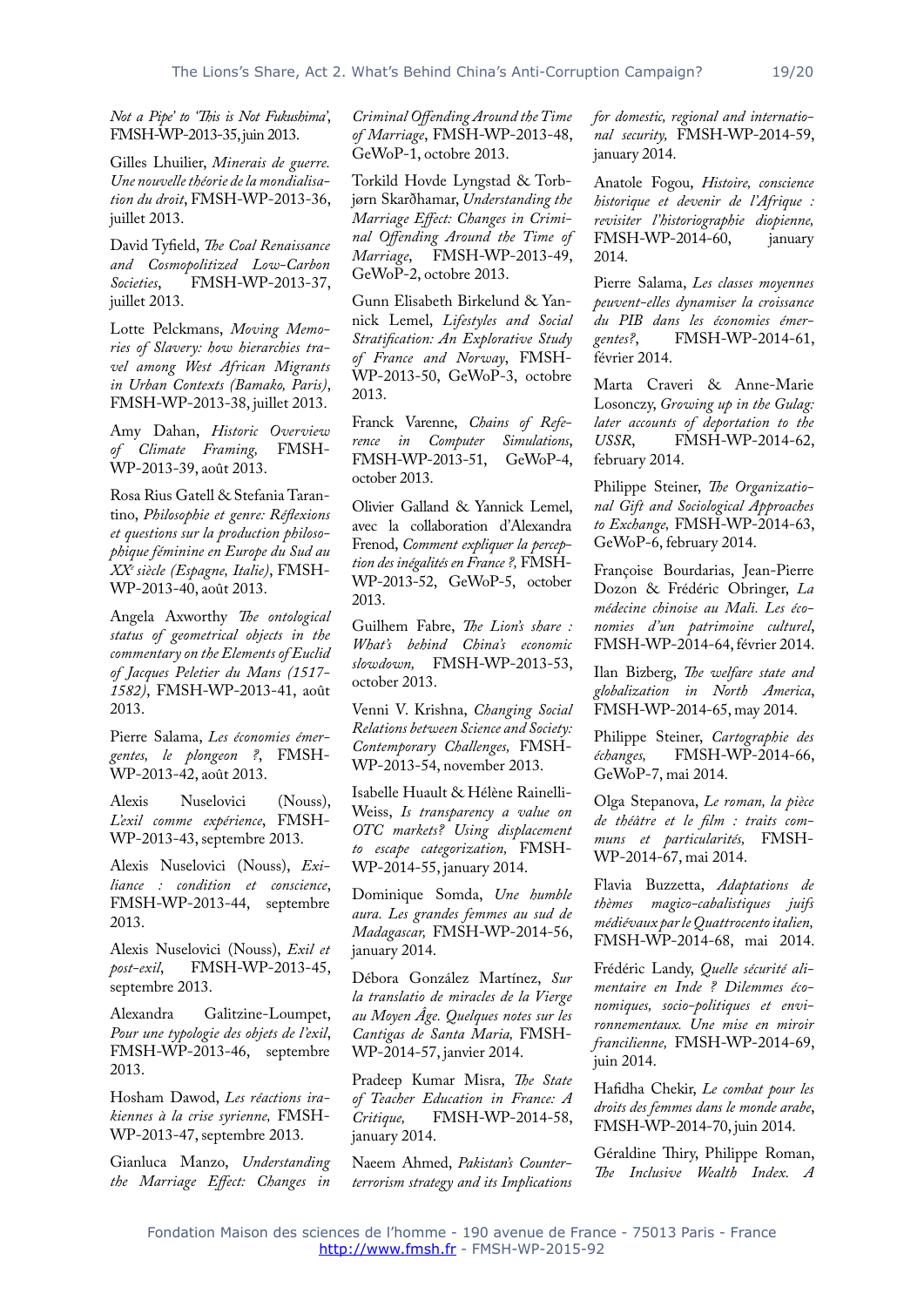*Not a Pipe' to 'This is Not Fukushima'*, FMSH-WP-2013-35, juin 2013.

Gilles Lhuilier, *Minerais de guerre. Une nouvelle théorie de la mondialisation du droit*, FMSH-WP-2013-36, juillet 2013.

David Tyfield, *The Coal Renaissance and Cosmopolitized Low-Carbon Societies*, FMSH-WP-2013-37, juillet 2013.

Lotte Pelckmans, *Moving Memories of Slavery: how hierarchies travel among West African Migrants in Urban Contexts (Bamako, Paris)*, FMSH-WP-2013-38, juillet 2013.

Amy Dahan, *Historic Overview of Climate Framing*, FMSH-WP-2013-39, août 2013.

Rosa Rius Gatell & Stefania Tarantino, *Philosophie et genre: Réflexions et questions sur la production philosophique féminine en Europe du Sud au XXe siècle (Espagne, Italie)*, FMSH-WP-2013-40, août 2013.

Angela Axworthy *The ontological status of geometrical objects in the commentary on the Elements of Euclid of Jacques Peletier du Mans (1517-1582)*, FMSH-WP-2013-41, août 2013.

Pierre Salama, *Les économies émergentes, le plongeon ?*, FMSH-WP-2013-42, août 2013.

Alexis Nuselovici (Nouss), *L'exil comme expérience*, FMSH-WP-2013-43, septembre 2013.

Alexis Nuselovici (Nouss), *Exiliance : condition et conscience*, FMSH-WP-2013-44, septembre 2013.

Alexis Nuselovici (Nouss), *Exil et post-exil*, FMSH-WP-2013-45, septembre 2013.

Alexandra Galitzine-Loumpet, *Pour une typologie des objets de l'exil*, FMSH-WP-2013-46, septembre 2013.

Hosham Dawod, *Les réactions irakiennes à la crise syrienne,* FMSH-WP-2013-47, septembre 2013.

Gianluca Manzo, *Understanding the Marriage Effect: Changes in Criminal Offending Around the Time of Marriage*, FMSH-WP-2013-48, GeWoP-1, octobre 2013.

Torkild Hovde Lyngstad & Torbjørn Skarðhamar, *Understanding the Marriage Effect: Changes in Criminal Offending Around the Time of Marriage*, FMSH-WP-2013-49, GeWoP-2, octobre 2013.

Gunn Elisabeth Birkelund & Yannick Lemel, *Lifestyles and Social Stratification: An Explorative Study of France and Norway*, FMSH-WP-2013-50, GeWoP-3, octobre 2013.

Franck Varenne, *Chains of Reference in Computer Simulations*, FMSH-WP-2013-51, GeWoP-4, october 2013.

Olivier Galland & Yannick Lemel, avec la collaboration d'Alexandra Frenod, *Comment expliquer la perception des inégalités en France ?,* FMSH-WP-2013-52, GeWoP-5, october 2013.

Guilhem Fabre, *The Lion's share : What's behind China's economic slowdown,* FMSH-WP-2013-53, october 2013.

Venni V. Krishna, *Changing Social Relations between Science and Society: Contemporary Challenges,* FMSH-WP-2013-54, november 2013.

Isabelle Huault & Hélène Rainelli-Weiss, *Is transparency a value on OTC markets? Using displacement to escape categorization,* FMSH-WP-2014-55, january 2014.

Dominique Somda, *Une humble aura. Les grandes femmes au sud de Madagascar,* FMSH-WP-2014-56, january 2014.

Débora González Martínez, *Sur la translatio de miracles de la Vierge au Moyen Âge. Quelques notes sur les Cantigas de Santa Maria,* FMSH-WP-2014-57, janvier 2014.

Pradeep Kumar Misra, *The State of Teacher Education in France: A Critique,* FMSH-WP-2014-58, january 2014.

Naeem Ahmed, *Pakistan's Counter-terrorism strategy and its Implications for domestic, regional and international security,* FMSH-WP-2014-59, january 2014.

Anatole Fogou, *Histoire, conscience historique et devenir de l'Afrique : revisiter l'historiographie diopienne,* FMSH-WP-2014-60, january 2014.

Pierre Salama, *Les classes moyennes peuvent-elles dynamiser la croissance du PIB dans les économies émergentes?,* FMSH-WP-2014-61, février 2014.

Marta Craveri & Anne-Marie Losonczy, *Growing up in the Gulag: later accounts of deportation to the USSR,* FMSH-WP-2014-62, february 2014.

Philippe Steiner, *The Organizational Gift and Sociological Approaches to Exchange,* FMSH-WP-2014-63, GeWoP-6, february 2014.

Françoise Bourdarias, Jean-Pierre Dozon & Frédéric Obringer, *La médecine chinoise au Mali. Les économies d'un patrimoine culturel*, FMSH-WP-2014-64, février 2014.

Ilan Bizberg, *The welfare state and globalization in North America*, FMSH-WP-2014-65, may 2014.

Philippe Steiner, *Cartographie des échanges,* FMSH-WP-2014-66, GeWoP-7, mai 2014.

Olga Stepanova, *Le roman, la pièce de théâtre et le film : traits communs et particularités,* FMSH-WP-2014-67, mai 2014.

Flavia Buzzetta, *Adaptations de thèmes magico-cabalistiques juifs médiévaux par le Quattrocento italien,* FMSH-WP-2014-68, mai 2014.

Frédéric Landy, *Quelle sécurité alimentaire en Inde ? Dilemmes économiques, socio-politiques et environnementaux. Une mise en miroir francilienne,* FMSH-WP-2014-69, juin 2014.

Hafidha Chekir, *Le combat pour les droits des femmes dans le monde arabe*, FMSH-WP-2014-70, juin 2014.

Géraldine Thiry, Philippe Roman, *The Inclusive Wealth Index. A*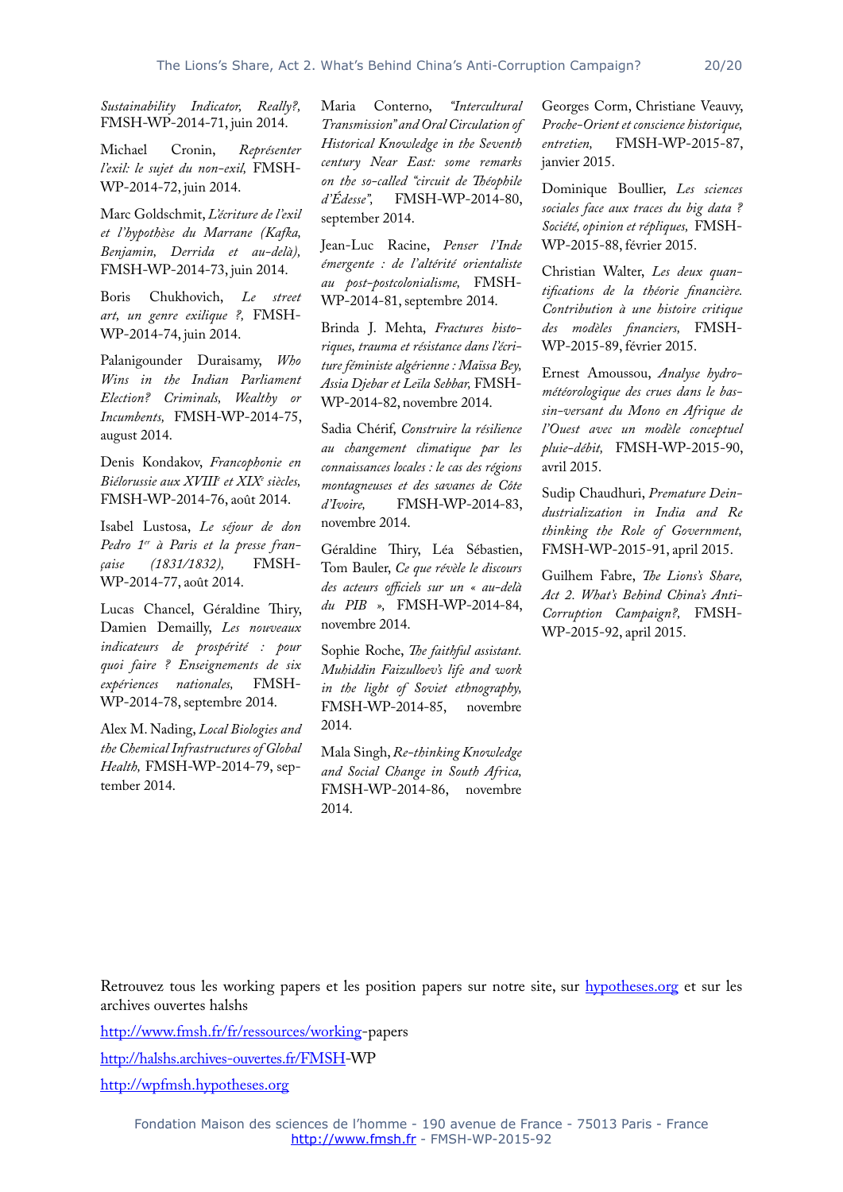*Sustainability Indicator, Really?,* FMSH-WP-2014-71, juin 2014.

Michael Cronin, *Représenter l'exil: le sujet du non-exil,* FMSH-WP-2014-72, juin 2014.

Marc Goldschmit, *L'écriture de l'exil et l'hypothèse du Marrane (Kafka, Benjamin, Derrida et au-delà),* FMSH-WP-2014-73, juin 2014.

Boris Chukhovich, *Le street art, un genre exilique ?,* FMSH-WP-2014-74, juin 2014.

Palanigounder Duraisamy, *Who Wins in the Indian Parliament Election? Criminals, Wealthy or Incumbents,* FMSH-WP-2014-75, august 2014.

Denis Kondakov, *Francophonie en Biélorussie aux XVIII<sup>e</sup> et XIX<sup>e</sup> siècles,* FMSH-WP-2014-76, août 2014.

Isabel Lustosa, *Le séjour de don Pedro 1<sup>er</sup> à Paris et la presse française (1831/1832),* FMSH-WP-2014-77, août 2014.

Lucas Chancel, Géraldine Thiry, Damien Demailly, *Les nouveaux indicateurs de prospérité : pour quoi faire ? Enseignements de six expériences nationales,* FMSH-WP-2014-78, septembre 2014.

Alex M. Nading, *Local Biologies and the Chemical Infrastructures of Global Health,* FMSH-WP-2014-79, september 2014.

Maria Conterno, *"Intercultural Transmission" and Oral Circulation of Historical Knowledge in the Seventh century Near East: some remarks on the so-called "circuit de Théophile d'Édesse",* FMSH-WP-2014-80, september 2014.

Jean-Luc Racine, *Penser l'Inde émergente : de l'altérité orientaliste au post-postcolonialisme,* FMSH-WP-2014-81, septembre 2014.

Brinda J. Mehta, *Fractures historiques, trauma et résistance dans l'écriture féministe algérienne : Maïssa Bey, Assia Djebar et Leïla Sebbar,* FMSH-WP-2014-82, novembre 2014.

Sadia Chérif, *Construire la résilience au changement climatique par les connaissances locales : le cas des régions montagneuses et des savanes de Côte d'Ivoire,* FMSH-WP-2014-83, novembre 2014.

Géraldine Thiry, Léa Sébastien, Tom Bauler, *Ce que révèle le discours des acteurs officiels sur un « au-delà du PIB »,* FMSH-WP-2014-84, novembre 2014.

Sophie Roche, *The faithful assistant. Muhiddin Faizulloev's life and work in the light of Soviet ethnography,* FMSH-WP-2014-85, novembre 2014.

Mala Singh, *Re-thinking Knowledge and Social Change in South Africa,* FMSH-WP-2014-86, novembre 2014.

Georges Corm, Christiane Veauvy, *Proche-Orient et conscience historique, entretien,* FMSH-WP-2015-87, janvier 2015.

Dominique Boullier, *Les sciences sociales face aux traces du big data ? Société, opinion et répliques,* FMSH-WP-2015-88, février 2015.

Christian Walter, *Les deux quantifications de la théorie financière. Contribution à une histoire critique des modèles financiers,* FMSH-WP-2015-89, février 2015.

Ernest Amoussou, *Analyse hydrométéorologique des crues dans le bassin-versant du Mono en Afrique de l'Ouest avec un modèle conceptuel pluie-débit,* FMSH-WP-2015-90, avril 2015.

Sudip Chaudhuri, *Premature Deindustrialization in India and Re thinking the Role of Government,* FMSH-WP-2015-91, april 2015.

Guilhem Fabre, *The Lions's Share, Act 2. What's Behind China's Anti-Corruption Campaign?,* FMSH-WP-2015-92, april 2015.

Retrouvez tous les working papers et les position papers sur notre site, sur hypotheses.org et sur les archives ouvertes halshs

http://www.fmsh.fr/fr/ressources/working-papers

http://halshs.archives-ouvertes.fr/FMSH-WP

http://wpfmsh.hypotheses.org